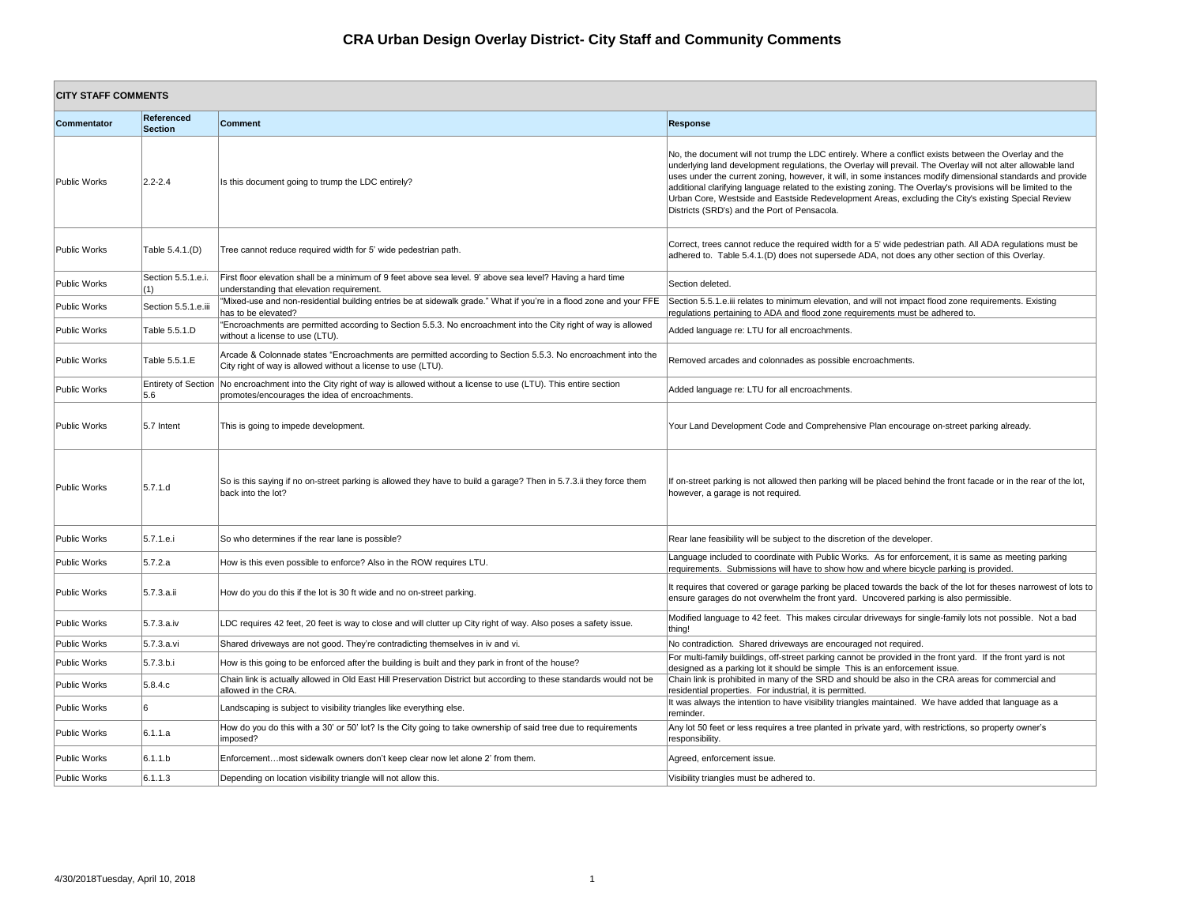# CRA Urban Design Overlay District- City Staff and Community Comments

| CITY STAFF COMMENTS | | | |
|---|---|---|---|
| **Commentator** | **Referenced Section** | **Comment** | **Response** |
| Public Works | 2.2-2.4 | Is this document going to trump the LDC entirely? | No, the document will not trump the LDC entirely. Where a conflict exists between the Overlay and the underlying land development regulations, the Overlay will prevail. The Overlay will not alter allowable land uses under the current zoning, however, it will, in some instances modify dimensional standards and provide additional clarifying language related to the existing zoning. The Overlay's provisions will be limited to the Urban Core, Westside and Eastside Redevelopment Areas, excluding the City's existing Special Review Districts (SRD's) and the Port of Pensacola. |
| Public Works | Table 5.4.1.(D) | Tree cannot reduce required width for 5' wide pedestrian path. | Correct, trees cannot reduce the required width for a 5' wide pedestrian path. All ADA regulations must be adhered to. Table 5.4.1.(D) does not supersede ADA, not does any other section of this Overlay. |
| Public Works | Section 5.5.1.e.i.(1) | First floor elevation shall be a minimum of 9 feet above sea level. 9' above sea level? Having a hard time understanding that elevation requirement. | Section deleted. |
| Public Works | Section 5.5.1.e.iii | "Mixed-use and non-residential building entries be at sidewalk grade." What if you're in a flood zone and your FFE has to be elevated? | Section 5.5.1.e.iii relates to minimum elevation, and will not impact flood zone requirements. Existing regulations pertaining to ADA and flood zone requirements must be adhered to. |
| Public Works | Table 5.5.1.D | "Encroachments are permitted according to Section 5.5.3. No encroachment into the City right of way is allowed without a license to use (LTU). | Added language re: LTU for all encroachments. |
| Public Works | Table 5.5.1.E | Arcade & Colonnade states "Encroachments are permitted according to Section 5.5.3. No encroachment into the City right of way is allowed without a license to use (LTU). | Removed arcades and colonnades as possible encroachments. |
| Public Works | Entirety of Section 5.6 | No encroachment into the City right of way is allowed without a license to use (LTU). This entire section promotes/encourages the idea of encroachments. | Added language re: LTU for all encroachments. |
| Public Works | 5.7 Intent | This is going to impede development. | Your Land Development Code and Comprehensive Plan encourage on-street parking already. |
| Public Works | 5.7.1.d | So is this saying if no on-street parking is allowed they have to build a garage? Then in 5.7.3.ii they force them back into the lot? | If on-street parking is not allowed then parking will be placed behind the front facade or in the rear of the lot, however, a garage is not required. |
| Public Works | 5.7.1.e.i | So who determines if the rear lane is possible? | Rear lane feasibility will be subject to the discretion of the developer. |
| Public Works | 5.7.2.a | How is this even possible to enforce? Also in the ROW requires LTU. | Language included to coordinate with Public Works. As for enforcement, it is same as meeting parking requirements. Submissions will have to show how and where bicycle parking is provided. |
| Public Works | 5.7.3.a.ii | How do you do this if the lot is 30 ft wide and no on-street parking. | It requires that covered or garage parking be placed towards the back of the lot for theses narrowest of lots to ensure garages do not overwhelm the front yard. Uncovered parking is also permissible. |
| Public Works | 5.7.3.a.iv | LDC requires 42 feet, 20 feet is way to close and will clutter up City right of way. Also poses a safety issue. | Modified language to 42 feet. This makes circular driveways for single-family lots not possible. Not a bad thing! |
| Public Works | 5.7.3.a.vi | Shared driveways are not good. They're contradicting themselves in iv and vi. | No contradiction. Shared driveways are encouraged not required. |
| Public Works | 5.7.3.b.i | How is this going to be enforced after the building is built and they park in front of the house? | For multi-family buildings, off-street parking cannot be provided in the front yard. If the front yard is not designed as a parking lot it should be simple This is an enforcement issue. |
| Public Works | 5.8.4.c | Chain link is actually allowed in Old East Hill Preservation District but according to these standards would not be allowed in the CRA. | Chain link is prohibited in many of the SRD and should be also in the CRA areas for commercial and residential properties. For industrial, it is permitted. |
| Public Works | 6 | Landscaping is subject to visibility triangles like everything else. | It was always the intention to have visibility triangles maintained. We have added that language as a reminder. |
| Public Works | 6.1.1.a | How do you do this with a 30' or 50' lot? Is the City going to take ownership of said tree due to requirements imposed? | Any lot 50 feet or less requires a tree planted in private yard, with restrictions, so property owner's responsibility. |
| Public Works | 6.1.1.b | Enforcement…most sidewalk owners don't keep clear now let alone 2' from them. | Agreed, enforcement issue. |
| Public Works | 6.1.1.3 | Depending on location visibility triangle will not allow this. | Visibility triangles must be adhered to. |

4/30/2018Tuesday, April 10, 2018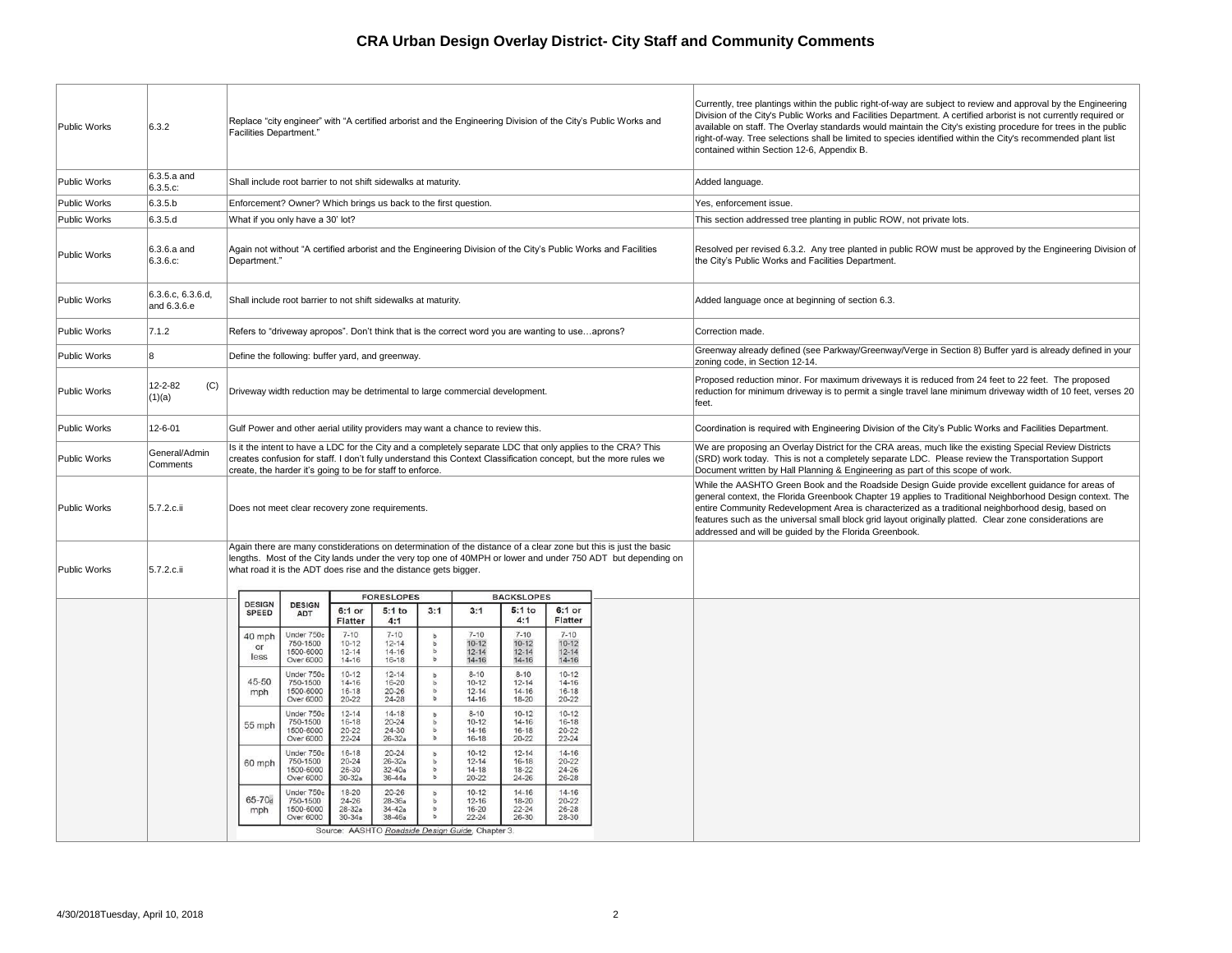# CRA Urban Design Overlay District- City Staff and Community Comments

| | | | |
|---|---|---|---|
| Public Works | 6.3.2 | Replace "city engineer" with "A certified arborist and the Engineering Division of the City's Public Works and Facilities Department." | Currently, tree plantings within the public right-of-way are subject to review and approval by the Engineering Division of the City's Public Works and Facilities Department. A certified arborist is not currently required or available on staff. The Overlay standards would maintain the City's existing procedure for trees in the public right-of-way. Tree selections shall be limited to species identified within the City's recommended plant list contained within Section 12-6, Appendix B. |
| Public Works | 6.3.5.a and 6.3.5.c: | Shall include root barrier to not shift sidewalks at maturity. | Added language. |
| Public Works | 6.3.5.b | Enforcement? Owner? Which brings us back to the first question. | Yes, enforcement issue. |
| Public Works | 6.3.5.d | What if you only have a 30' lot? | This section addressed tree planting in public ROW, not private lots. |
| Public Works | 6.3.6.a and 6.3.6.c: | Again not without "A certified arborist and the Engineering Division of the City's Public Works and Facilities Department." | Resolved per revised 6.3.2. Any tree planted in public ROW must be approved by the Engineering Division of the City's Public Works and Facilities Department. |
| Public Works | 6.3.6.c, 6.3.6.d, and 6.3.6.e | Shall include root barrier to not shift sidewalks at maturity. | Added language once at beginning of section 6.3. |
| Public Works | 7.1.2 | Refers to "driveway apropos". Don't think that is the correct word you are wanting to use…aprons? | Correction made. |
| Public Works | 8 | Define the following: buffer yard, and greenway. | Greenway already defined (see Parkway/Greenway/Verge in Section 8) Buffer yard is already defined in your zoning code, in Section 12-14. |
| Public Works | 12-2-82 (C)(1)(a) | Driveway width reduction may be detrimental to large commercial development. | Proposed reduction minor. For maximum driveways it is reduced from 24 feet to 22 feet. The proposed reduction for minimum driveway is to permit a single travel lane minimum driveway width of 10 feet, verses 20 feet. |
| Public Works | 12-6-01 | Gulf Power and other aerial utility providers may want a chance to review this. | Coordination is required with Engineering Division of the City's Public Works and Facilities Department. |
| Public Works | General/Admin Comments | Is it the intent to have a LDC for the City and a completely separate LDC that only applies to the CRA? This creates confusion for staff. I don't fully understand this Context Classification concept, but the more rules we create, the harder it's going to be for staff to enforce. | We are proposing an Overlay District for the CRA areas, much like the existing Special Review Districts (SRD) work today. This is not a completely separate LDC. Please review the Transportation Support Document written by Hall Planning & Engineering as part of this scope of work. |
| Public Works | 5.7.2.c.ii | Does not meet clear recovery zone requirements. | While the AASHTO Green Book and the Roadside Design Guide provide excellent guidance for areas of general context, the Florida Greenbook Chapter 19 applies to Traditional Neighborhood Design context. The entire Community Redevelopment Area is characterized as a traditional neighborhood desig, based on features such as the universal small block grid layout originally platted. Clear zone considerations are addressed and will be guided by the Florida Greenbook. |
| Public Works | 5.7.2.c.ii | Again there are many consterations on determination of the distance of a clear zone but this is just the basic lengths. Most of the City lands under the very top one of 40MPH or lower and under 750 ADT but depending on what road it is the ADT does rise and the distance gets bigger. | |

| DESIGN SPEED | DESIGN ADT | FORESLOPES | | | BACKSLOPES | | |
|---|---|---|---|---|---|---|---|
| | | 6:1 or Flatter | 5:1 to 4:1 | 3:1 | 3:1 | 5:1 to 4:1 | 6:1 or Flatter |
| 40 mph or less | Under 750c | 7-10 | 7-10 | b | 7-10 | 7-10 | 7-10 |
| | 750-1500 | 10-12 | 12-14 | b | 10-12 | 10-12 | 10-12 |
| | 1500-6000 | 12-14 | 14-16 | b | 12-14 | 12-14 | 12-14 |
| | Over 6000 | 14-16 | 16-18 | b | 14-16 | 14-16 | 14-16 |
| 45-50 mph | Under 750c | 10-12 | 12-14 | b | 8-10 | 8-10 | 10-12 |
| | 750-1500 | 14-16 | 16-20 | b | 10-12 | 12-14 | 14-16 |
| | 1500-6000 | 16-18 | 20-26 | b | 12-14 | 14-16 | 16-18 |
| | Over 6000 | 20-22 | 24-28 | b | 14-16 | 18-20 | 20-22 |
| 55 mph | Under 750c | 12-14 | 14-18 | b | 8-10 | 10-12 | 10-12 |
| | 750-1500 | 16-18 | 20-24 | b | 10-12 | 14-16 | 16-18 |
| | 1500-6000 | 20-22 | 24-30 | b | 14-16 | 16-18 | 20-22 |
| | Over 6000 | 22-24 | 26-32a | b | 16-18 | 20-22 | 22-24 |
| 60 mph | Under 750c | 16-18 | 20-24 | b | 10-12 | 12-14 | 14-16 |
| | 750-1500 | 20-24 | 26-32a | b | 12-14 | 16-18 | 20-22 |
| | 1500-6000 | 26-30 | 32-40a | b | 14-18 | 18-22 | 24-26 |
| | Over 6000 | 30-32a | 36-44a | b | 20-22 | 24-26 | 26-28 |
| 65-70d mph | Under 750c | 18-20 | 20-26 | b | 10-12 | 14-16 | 14-16 |
| | 750-1500 | 24-26 | 28-36a | b | 12-16 | 18-20 | 20-22 |
| | 1500-6000 | 28-32a | 34-42a | b | 16-20 | 22-24 | 26-28 |
| | Over 6000 | 30-34a | 38-46a | b | 22-24 | 26-30 | 28-30 |

Source: AASHTO *Roadside Design Guide*, Chapter 3.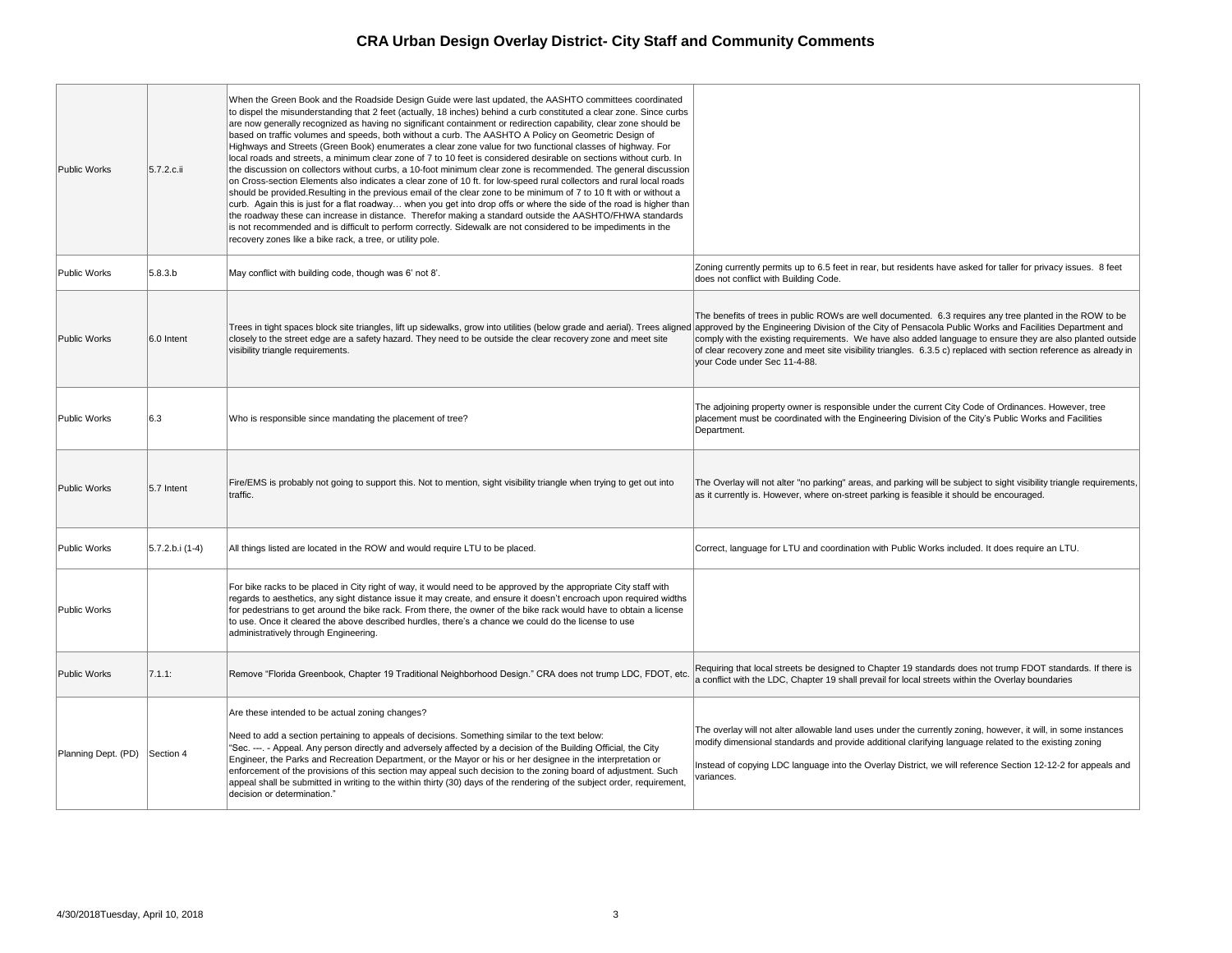# CRA Urban Design Overlay District- City Staff and Community Comments

| | | | |
|---|---|---|---|
| Public Works | 5.7.2.c.ii | When the Green Book and the Roadside Design Guide were last updated, the AASHTO committees coordinated to dispel the misunderstanding that 2 feet (actually, 18 inches) behind a curb constituted a clear zone. Since curbs are now generally recognized as having no significant containment or redirection capability, clear zone should be based on traffic volumes and speeds, both without a curb. The AASHTO A Policy on Geometric Design of Highways and Streets (Green Book) enumerates a clear zone value for two functional classes of highway. For local roads and streets, a minimum clear zone of 7 to 10 feet is considered desirable on sections without curb. In the discussion on collectors without curbs, a 10-foot minimum clear zone is recommended. The general discussion on Cross-section Elements also indicates a clear zone of 10 ft. for low-speed rural collectors and rural local roads should be provided.Resulting in the previous email of the clear zone to be minimum of 7 to 10 ft with or without a curb. Again this is just for a flat roadway… when you get into drop offs or where the side of the road is higher than the roadway these can increase in distance. Therefor making a standard outside the AASHTO/FHWA standards is not recommended and is difficult to perform correctly. Sidewalk are not considered to be impediments in the recovery zones like a bike rack, a tree, or utility pole. | |
| Public Works | 5.8.3.b | May conflict with building code, though was 6' not 8'. | Zoning currently permits up to 6.5 feet in rear, but residents have asked for taller for privacy issues. 8 feet does not conflict with Building Code. |
| Public Works | 6.0 Intent | Trees in tight spaces block site triangles, lift up sidewalks, grow into utilities (below grade and aerial). Trees aligned closely to the street edge are a safety hazard. They need to be outside the clear recovery zone and meet site visibility triangle requirements. | The benefits of trees in public ROWs are well documented. 6.3 requires any tree planted in the ROW to be approved by the Engineering Division of the City of Pensacola Public Works and Facilities Department and comply with the existing requirements. We have also added language to ensure they are also planted outside of clear recovery zone and meet site visibility triangles. 6.3.5 c) replaced with section reference as already in your Code under Sec 11-4-88. |
| Public Works | 6.3 | Who is responsible since mandating the placement of tree? | The adjoining property owner is responsible under the current City Code of Ordinances. However, tree placement must be coordinated with the Engineering Division of the City's Public Works and Facilities Department. |
| Public Works | 5.7 Intent | Fire/EMS is probably not going to support this. Not to mention, sight visibility triangle when trying to get out into traffic. | The Overlay will not alter "no parking" areas, and parking will be subject to sight visibility triangle requirements, as it currently is. However, where on-street parking is feasible it should be encouraged. |
| Public Works | 5.7.2.b.i (1-4) | All things listed are located in the ROW and would require LTU to be placed. | Correct, language for LTU and coordination with Public Works included. It does require an LTU. |
| Public Works | | For bike racks to be placed in City right of way, it would need to be approved by the appropriate City staff with regards to aesthetics, any sight distance issue it may create, and ensure it doesn't encroach upon required widths for pedestrians to get around the bike rack. From there, the owner of the bike rack would have to obtain a license to use. Once it cleared the above described hurdles, there's a chance we could do the license to use administratively through Engineering. | |
| Public Works | 7.1.1: | Remove "Florida Greenbook, Chapter 19 Traditional Neighborhood Design." CRA does not trump LDC, FDOT, etc. | Requiring that local streets be designed to Chapter 19 standards does not trump FDOT standards. If there is a conflict with the LDC, Chapter 19 shall prevail for local streets within the Overlay boundaries |
| Planning Dept. (PD) | Section 4 | Are these intended to be actual zoning changes?<br><br>Need to add a section pertaining to appeals of decisions. Something similar to the text below:<br>"Sec. ---. - Appeal. Any person directly and adversely affected by a decision of the Building Official, the City Engineer, the Parks and Recreation Department, or the Mayor or his or her designee in the interpretation or enforcement of the provisions of this section may appeal such decision to the zoning board of adjustment. Such appeal shall be submitted in writing to the within thirty (30) days of the rendering of the subject order, requirement, decision or determination." | The overlay will not alter allowable land uses under the currently zoning, however, it will, in some instances modify dimensional standards and provide additional clarifying language related to the existing zoning<br><br>Instead of copying LDC language into the Overlay District, we will reference Section 12-12-2 for appeals and variances. |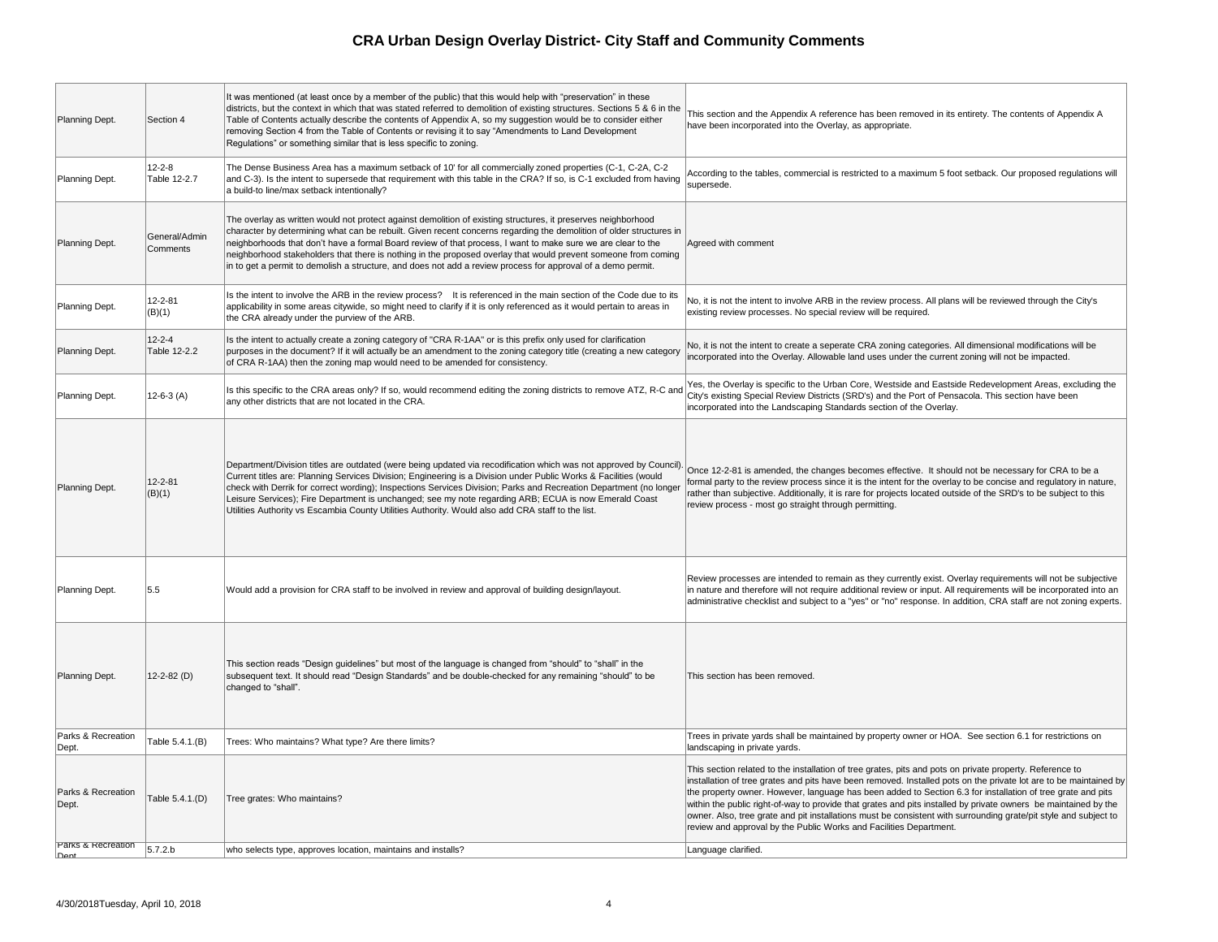# CRA Urban Design Overlay District- City Staff and Community Comments

| | | | |
|---|---|---|---|
| Planning Dept. | Section 4 | It was mentioned (at least once by a member of the public) that this would help with "preservation" in these districts, but the context in which that was stated referred to demolition of existing structures. Sections 5 & 6 in the Table of Contents actually describe the contents of Appendix A, so my suggestion would be to consider either removing Section 4 from the Table of Contents or revising it to say "Amendments to Land Development Regulations" or something similar that is less specific to zoning. | This section and the Appendix A reference has been removed in its entirety. The contents of Appendix A have been incorporated into the Overlay, as appropriate. |
| Planning Dept. | 12-2-8 Table 12-2.7 | The Dense Business Area has a maximum setback of 10' for all commercially zoned properties (C-1, C-2A, C-2 and C-3). Is the intent to supersede that requirement with this table in the CRA? If so, is C-1 excluded from having a build-to line/max setback intentionally? | According to the tables, commercial is restricted to a maximum 5 foot setback. Our proposed regulations will supersede. |
| Planning Dept. | General/Admin Comments | The overlay as written would not protect against demolition of existing structures, it preserves neighborhood character by determining what can be rebuilt. Given recent concerns regarding the demolition of older structures in neighborhoods that don't have a formal Board review of that process, I want to make sure we are clear to the neighborhood stakeholders that there is nothing in the proposed overlay that would prevent someone from coming in to get a permit to demolish a structure, and does not add a review process for approval of a demo permit. | Agreed with comment |
| Planning Dept. | 12-2-81 (B)(1) | Is the intent to involve the ARB in the review process? It is referenced in the main section of the Code due to its applicability in some areas citywide, so might need to clarify if it is only referenced as it would pertain to areas in the CRA already under the purview of the ARB. | No, it is not the intent to involve ARB in the review process. All plans will be reviewed through the City's existing review processes. No special review will be required. |
| Planning Dept. | 12-2-4 Table 12-2.2 | Is the intent to actually create a zoning category of "CRA R-1AA" or is this prefix only used for clarification purposes in the document? If it will actually be an amendment to the zoning category title (creating a new category of CRA R-1AA) then the zoning map would need to be amended for consistency. | No, it is not the intent to create a seperate CRA zoning categories. All dimensional modifications will be incorporated into the Overlay. Allowable land uses under the current zoning will not be impacted. |
| Planning Dept. | 12-6-3 (A) | Is this specific to the CRA areas only? If so, would recommend editing the zoning districts to remove ATZ, R-C and any other districts that are not located in the CRA. | Yes, the Overlay is specific to the Urban Core, Westside and Eastside Redevelopment Areas, excluding the City's existing Special Review Districts (SRD's) and the Port of Pensacola. This section have been incorporated into the Landscaping Standards section of the Overlay. |
| Planning Dept. | 12-2-81 (B)(1) | Department/Division titles are outdated (were being updated via recodification which was not approved by Council). Current titles are: Planning Services Division; Engineering is a Division under Public Works & Facilities (would check with Derrik for correct wording); Inspections Services Division; Parks and Recreation Department (no longer Leisure Services); Fire Department is unchanged; see my note regarding ARB; ECUA is now Emerald Coast Utilities Authority vs Escambia County Utilities Authority. Would also add CRA staff to the list. | Once 12-2-81 is amended, the changes becomes effective. It should not be necessary for CRA to be a formal party to the review process since it is the intent for the overlay to be concise and regulatory in nature, rather than subjective. Additionally, it is rare for projects located outside of the SRD's to be subject to this review process - most go straight through permitting. |
| Planning Dept. | 5.5 | Would add a provision for CRA staff to be involved in review and approval of building design/layout. | Review processes are intended to remain as they currently exist. Overlay requirements will not be subjective in nature and therefore will not require additional review or input. All requirements will be incorporated into an administrative checklist and subject to a "yes" or "no" response. In addition, CRA staff are not zoning experts. |
| Planning Dept. | 12-2-82 (D) | This section reads "Design guidelines" but most of the language is changed from "should" to "shall" in the subsequent text. It should read "Design Standards" and be double-checked for any remaining "should" to be changed to "shall". | This section has been removed. |
| Parks & Recreation Dept. | Table 5.4.1.(B) | Trees: Who maintains? What type? Are there limits? | Trees in private yards shall be maintained by property owner or HOA. See section 6.1 for restrictions on landscaping in private yards. |
| Parks & Recreation Dept. | Table 5.4.1.(D) | Tree grates: Who maintains? | This section related to the installation of tree grates, pits and pots on private property. Reference to installation of tree grates and pits have been removed. Installed pots on the private lot are to be maintained by the property owner. However, language has been added to Section 6.3 for installation of tree grate and pits within the public right-of-way to provide that grates and pits installed by private owners be maintained by the owner. Also, tree grate and pit installations must be consistent with surrounding grate/pit style and subject to review and approval by the Public Works and Facilities Department. |
| Parks & Recreation Dept. | 5.7.2.b | who selects type, approves location, maintains and installs? | Language clarified. |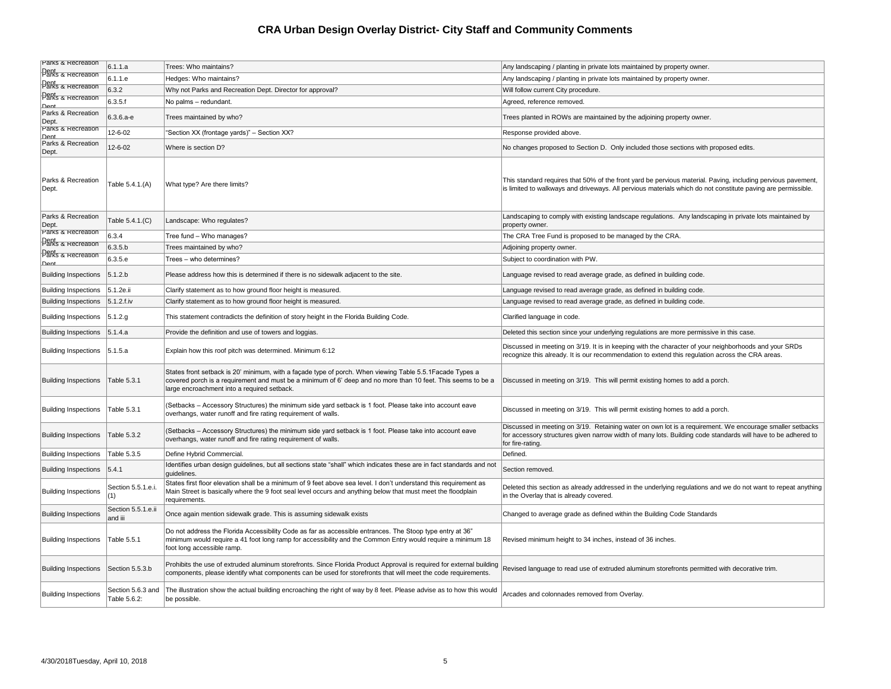# CRA Urban Design Overlay District- City Staff and Community Comments

| | | | |
|---|---|---|---|
| Parks & Recreation Dept. | 6.1.1.a | Trees: Who maintains? | Any landscaping / planting in private lots maintained by property owner. |
| Parks & Recreation Dept. | 6.1.1.e | Hedges: Who maintains? | Any landscaping / planting in private lots maintained by property owner. |
| Parks & Recreation Dept. | 6.3.2 | Why not Parks and Recreation Dept. Director for approval? | Will follow current City procedure. |
| Parks & Recreation Dept. | 6.3.5.f | No palms – redundant. | Agreed, reference removed. |
| Parks & Recreation Dept. | 6.3.6.a-e | Trees maintained by who? | Trees planted in ROWs are maintained by the adjoining property owner. |
| Parks & Recreation Dept. | 12-6-02 | "Section XX (frontage yards)" – Section XX? | Response provided above. |
| Parks & Recreation Dept. | 12-6-02 | Where is section D? | No changes proposed to Section D. Only included those sections with proposed edits. |
| Parks & Recreation Dept. | Table 5.4.1.(A) | What type? Are there limits? | This standard requires that 50% of the front yard be pervious material. Paving, including pervious pavement, is limited to walkways and driveways. All pervious materials which do not constitute paving are permissible. |
| Parks & Recreation Dept. | Table 5.4.1.(C) | Landscape: Who regulates? | Landscaping to comply with existing landscape regulations. Any landscaping in private lots maintained by property owner. |
| Parks & Recreation Dept. | 6.3.4 | Tree fund – Who manages? | The CRA Tree Fund is proposed to be managed by the CRA. |
| Parks & Recreation Dept. | 6.3.5.b | Trees maintained by who? | Adjoining property owner. |
| Parks & Recreation Dept. | 6.3.5.e | Trees – who determines? | Subject to coordination with PW. |
| Building Inspections | 5.1.2.b | Please address how this is determined if there is no sidewalk adjacent to the site. | Language revised to read average grade, as defined in building code. |
| Building Inspections | 5.1.2e.ii | Clarify statement as to how ground floor height is measured. | Language revised to read average grade, as defined in building code. |
| Building Inspections | 5.1.2.f.iv | Clarify statement as to how ground floor height is measured. | Language revised to read average grade, as defined in building code. |
| Building Inspections | 5.1.2.g | This statement contradicts the definition of story height in the Florida Building Code. | Clarified language in code. |
| Building Inspections | 5.1.4.a | Provide the definition and use of towers and loggias. | Deleted this section since your underlying regulations are more permissive in this case. |
| Building Inspections | 5.1.5.a | Explain how this roof pitch was determined. Minimum 6:12 | Discussed in meeting on 3/19. It is in keeping with the character of your neighborhoods and your SRDs recognize this already. It is our recommendation to extend this regulation across the CRA areas. |
| Building Inspections | Table 5.3.1 | States front setback is 20' minimum, with a façade type of porch. When viewing Table 5.5.1Facade Types a covered porch is a requirement and must be a minimum of 6' deep and no more than 10 feet. This seems to be a large encroachment into a required setback. | Discussed in meeting on 3/19. This will permit existing homes to add a porch. |
| Building Inspections | Table 5.3.1 | (Setbacks – Accessory Structures) the minimum side yard setback is 1 foot. Please take into account eave overhangs, water runoff and fire rating requirement of walls. | Discussed in meeting on 3/19. This will permit existing homes to add a porch. |
| Building Inspections | Table 5.3.2 | (Setbacks – Accessory Structures) the minimum side yard setback is 1 foot. Please take into account eave overhangs, water runoff and fire rating requirement of walls. | Discussed in meeting on 3/19. Retaining water on own lot is a requirement. We encourage smaller setbacks for accessory structures given narrow width of many lots. Building code standards will have to be adhered to for fire-rating. |
| Building Inspections | Table 5.3.5 | Define Hybrid Commercial. | Defined. |
| Building Inspections | 5.4.1 | Identifies urban design guidelines, but all sections state "shall" which indicates these are in fact standards and not guidelines. | Section removed. |
| Building Inspections | Section 5.5.1.e.i.(1) | States first floor elevation shall be a minimum of 9 feet above sea level. I don't understand this requirement as Main Street is basically where the 9 foot seal level occurs and anything below that must meet the floodplain requirements. | Deleted this section as already addressed in the underlying regulations and we do not want to repeat anything in the Overlay that is already covered. |
| Building Inspections | Section 5.5.1.e.ii and iii | Once again mention sidewalk grade. This is assuming sidewalk exists | Changed to average grade as defined within the Building Code Standards |
| Building Inspections | Table 5.5.1 | Do not address the Florida Accessibility Code as far as accessible entrances. The Stoop type entry at 36" minimum would require a 41 foot long ramp for accessibility and the Common Entry would require a minimum 18 foot long accessible ramp. | Revised minimum height to 34 inches, instead of 36 inches. |
| Building Inspections | Section 5.5.3.b | Prohibits the use of extruded aluminum storefronts. Since Florida Product Approval is required for external building components, please identify what components can be used for storefronts that will meet the code requirements. | Revised language to read use of extruded aluminum storefronts permitted with decorative trim. |
| Building Inspections | Section 5.6.3 and Table 5.6.2: | The illustration show the actual building encroaching the right of way by 8 feet. Please advise as to how this would be possible. | Arcades and colonnades removed from Overlay. |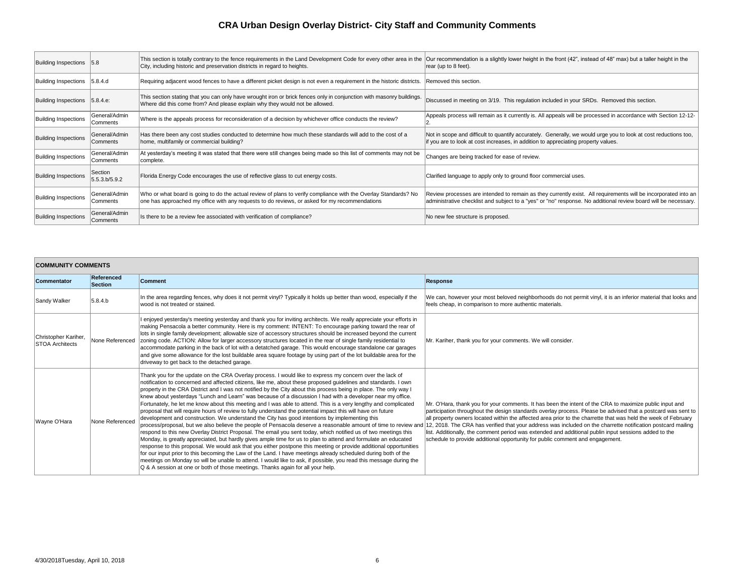# CRA Urban Design Overlay District- City Staff and Community Comments

| | | | |
|---|---|---|---|
| Building Inspections | 5.8 | This section is totally contrary to the fence requirements in the Land Development Code for every other area in the City, including historic and preservation districts in regard to heights. | Our recommendation is a slightly lower height in the front (42", instead of 48" max) but a taller height in the rear (up to 8 feet). |
| Building Inspections | 5.8.4.d | Requiring adjacent wood fences to have a different picket design is not even a requirement in the historic districts. | Removed this section. |
| Building Inspections | 5.8.4.e: | This section stating that you can only have wrought iron or brick fences only in conjunction with masonry buildings. Where did this come from? And please explain why they would not be allowed. | Discussed in meeting on 3/19. This regulation included in your SRDs. Removed this section. |
| Building Inspections | General/Admin Comments | Where is the appeals process for reconsideration of a decision by whichever office conducts the review? | Appeals process will remain as it currently is. All appeals will be processed in accordance with Section 12-12-2. |
| Building Inspections | General/Admin Comments | Has there been any cost studies conducted to determine how much these standards will add to the cost of a home, multifamily or commercial building? | Not in scope and difficult to quantify accurately. Generally, we would urge you to look at cost reductions too, if you are to look at cost increases, in addition to appreciating property values. |
| Building Inspections | General/Admin Comments | At yesterday's meeting it was stated that there were still changes being made so this list of comments may not be complete. | Changes are being tracked for ease of review. |
| Building Inspections | Section 5.5.3.b/5.9.2 | Florida Energy Code encourages the use of reflective glass to cut energy costs. | Clarified language to apply only to ground floor commercial uses. |
| Building Inspections | General/Admin Comments | Who or what board is going to do the actual review of plans to verify compliance with the Overlay Standards? No one has approached my office with any requests to do reviews, or asked for my recommendations | Review processes are intended to remain as they currently exist. All requirements will be incorporated into an administrative checklist and subject to a "yes" or "no" response. No additional review board will be necessary. |
| Building Inspections | General/Admin Comments | Is there to be a review fee associated with verification of compliance? | No new fee structure is proposed. |

## COMMUNITY COMMENTS

| Commentator | Referenced Section | Comment | Response |
|---|---|---|---|
| Sandy Walker | 5.8.4.b | In the area regarding fences, why does it not permit vinyl? Typically it holds up better than wood, especially if the wood is not treated or stained. | We can, however your most beloved neighborhoods do not permit vinyl, it is an inferior material that looks and feels cheap, in comparison to more authentic materials. |
| Christopher Kariher, STOA Architects | None Referenced | I enjoyed yesterday's meeting yesterday and thank you for inviting architects. We really appreciate your efforts in making Pensacola a better community. Here is my comment: INTENT: To encourage parking toward the rear of lots in single family development; allowable size of accessory structures should be increased beyond the current zoning code. ACTION: Allow for larger accessory structures located in the rear of single family residential to accommodate parking in the back of lot with a detatched garage. This would encourage standalone car garages and give some allowance for the lost buildable area square footage by using part of the lot buildable area for the driveway to get back to the detached garage. | Mr. Kariher, thank you for your comments. We will consider. |
| Wayne O'Hara | None Referenced | Thank you for the update on the CRA Overlay process. I would like to express my concern over the lack of notification to concerned and affected citizens, like me, about these proposed guidelines and standards. I own property in the CRA District and I was not notified by the City about this process being in place. The only way I knew about yesterdays "Lunch and Learn" was because of a discussion I had with a developer near my office. Fortunately, he let me know about this meeting and I was able to attend. This is a very lengthy and complicated proposal that will require hours of review to fully understand the potential impact this will have on future development and construction. We understand the City has good intentions by implementing this process/proposal, but we also believe the people of Pensacola deserve a reasonable amount of time to review and respond to this new Overlay District Proposal. The email you sent today, which notified us of two meetings this Monday, is greatly appreciated, but hardly gives ample time for us to plan to attend and formulate an educated response to this proposal. We would ask that you either postpone this meeting or provide additional opportunities for our input prior to this becoming the Law of the Land. I have meetings already scheduled during both of the meetings on Monday so will be unable to attend. I would like to ask, if possible, you read this message during the Q & A session at one or both of those meetings. Thanks again for all your help. | Mr. O'Hara, thank you for your comments. It has been the intent of the CRA to maximize public input and participation throughout the design standards overlay process. Please be advised that a postcard was sent to all property owners located within the affected area prior to the charrette that was held the week of February 12, 2018. The CRA has verified that your address was included on the charrette notification postcard mailing list. Additionally, the comment period was extended and additional publin input sessions added to the schedule to provide additional opportunity for public comment and engagement. |

4/30/2018Tuesday, April 10, 2018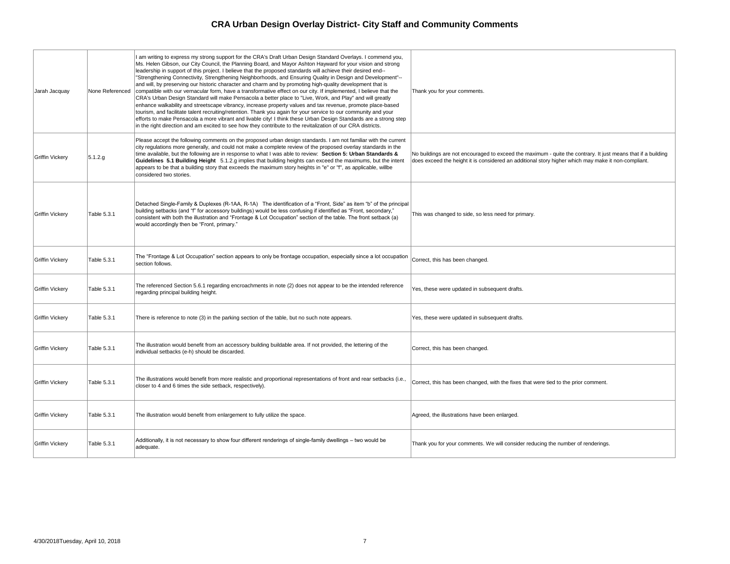# CRA Urban Design Overlay District- City Staff and Community Comments

| | | | |
|---|---|---|---|
| Jarah Jacquay | None Referenced | I am writing to express my strong support for the CRA's Draft Urban Design Standard Overlays. I commend you, Ms. Helen Gibson, our City Council, the Planning Board, and Mayor Ashton Hayward for your vision and strong leadership in support of this project. I believe that the proposed standards will achieve their desired end-- "Strengthening Connectivity, Strengthening Neighborhoods, and Ensuring Quality in Design and Development"-- and will, by preserving our historic character and charm and by promoting high-quality development that is compatible with our vernacular form, have a transformative effect on our city. If implemented, I believe that the CRA's Urban Design Standard will make Pensacola a better place to "Live, Work, and Play" and will greatly enhance walkability and streetscape vibrancy, increase property values and tax revenue, promote place-based tourism, and facilitate talent recruiting/retention. Thank you again for your service to our community and your efforts to make Pensacola a more vibrant and livable city! I think these Urban Design Standards are a strong step in the right direction and am excited to see how they contribute to the revitalization of our CRA districts. | Thank you for your comments. |
| Griffin Vickery | 5.1.2.g | Please accept the following comments on the proposed urban design standards. I am not familiar with the current city regulations more generally, and could not make a complete review of the proposed overlay standards in the time available, but the following are in response to what I was able to review: **Section 5: Urban Standards & Guidelines 5.1 Building Height** 5.1.2.g implies that building heights can exceed the maximums, but the intent appears to be that a building story that exceeds the maximum story heights in "e" or "f", as applicable, willbe considered two stories. | No buildings are not encouraged to exceed the maximum - quite the contrary. It just means that if a building does exceed the height it is considered an additional story higher which may make it non-compliant. |
| Griffin Vickery | Table 5.3.1 | Detached Single-Family & Duplexes (R-1AA, R-1A) The identification of a "Front, Side" as item "b" of the principal building setbacks (and "f" for accessory buildings) would be less confusing if identified as "Front, secondary," consistent with both the illustration and "Frontage & Lot Occupation" section of the table. The front setback (a) would accordingly then be "Front, primary." | This was changed to side, so less need for primary. |
| Griffin Vickery | Table 5.3.1 | The "Frontage & Lot Occupation" section appears to only be frontage occupation, especially since a lot occupation section follows. | Correct, this has been changed. |
| Griffin Vickery | Table 5.3.1 | The referenced Section 5.6.1 regarding encroachments in note (2) does not appear to be the intended reference regarding principal building height. | Yes, these were updated in subsequent drafts. |
| Griffin Vickery | Table 5.3.1 | There is reference to note (3) in the parking section of the table, but no such note appears. | Yes, these were updated in subsequent drafts. |
| Griffin Vickery | Table 5.3.1 | The illustration would benefit from an accessory building buildable area. If not provided, the lettering of the individual setbacks (e-h) should be discarded. | Correct, this has been changed. |
| Griffin Vickery | Table 5.3.1 | The illustrations would benefit from more realistic and proportional representations of front and rear setbacks (i.e., closer to 4 and 6 times the side setback, respectively). | Correct, this has been changed, with the fixes that were tied to the prior comment. |
| Griffin Vickery | Table 5.3.1 | The illustration would benefit from enlargement to fully utilize the space. | Agreed, the illustrations have been enlarged. |
| Griffin Vickery | Table 5.3.1 | Additionally, it is not necessary to show four different renderings of single-family dwellings – two would be adequate. | Thank you for your comments. We will consider reducing the number of renderings. |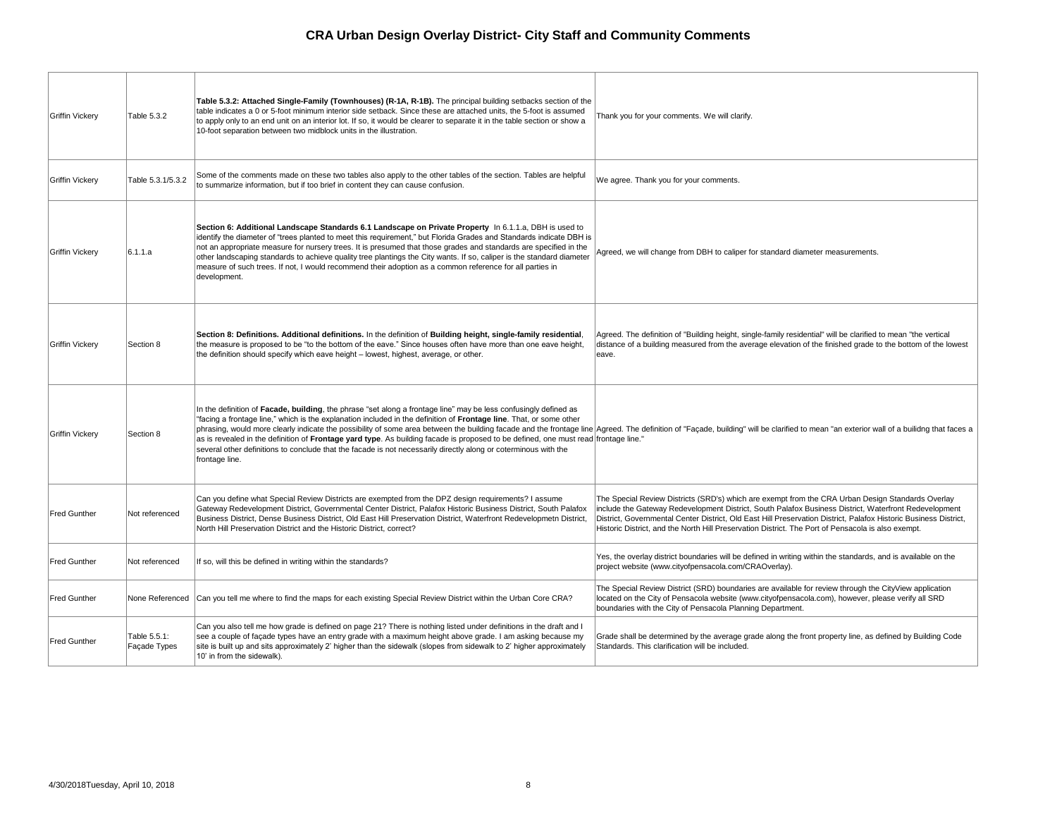# CRA Urban Design Overlay District- City Staff and Community Comments

| | | | |
|---|---|---|---|
| Griffin Vickery | Table 5.3.2 | **Table 5.3.2: Attached Single-Family (Townhouses) (R-1A, R-1B).** The principal building setbacks section of the table indicates a 0 or 5-foot minimum interior side setback. Since these are attached units, the 5-foot is assumed to apply only to an end unit on an interior lot. If so, it would be clearer to separate it in the table section or show a 10-foot separation between two midblock units in the illustration. | Thank you for your comments. We will clarify. |
| Griffin Vickery | Table 5.3.1/5.3.2 | Some of the comments made on these two tables also apply to the other tables of the section. Tables are helpful to summarize information, but if too brief in content they can cause confusion. | We agree. Thank you for your comments. |
| Griffin Vickery | 6.1.1.a | **Section 6: Additional Landscape Standards 6.1 Landscape on Private Property** In 6.1.1.a, DBH is used to identify the diameter of "trees planted to meet this requirement," but Florida Grades and Standards indicate DBH is not an appropriate measure for nursery trees. It is presumed that those grades and standards are specified in the other landscaping standards to achieve quality tree plantings the City wants. If so, caliper is the standard diameter measure of such trees. If not, I would recommend their adoption as a common reference for all parties in development. | Agreed, we will change from DBH to caliper for standard diameter measurements. |
| Griffin Vickery | Section 8 | **Section 8: Definitions. Additional definitions.** In the definition of **Building height, single-family residential**, the measure is proposed to be "to the bottom of the eave." Since houses often have more than one eave height, the definition should specify which eave height – lowest, highest, average, or other. | Agreed. The definition of "Building height, single-family residential" will be clarified to mean "the vertical distance of a building measured from the average elevation of the finished grade to the bottom of the lowest eave. |
| Griffin Vickery | Section 8 | In the definition of **Facade, building**, the phrase "set along a frontage line" may be less confusingly defined as "facing a frontage line," which is the explanation included in the definition of **Frontage line**. That, or some other phrasing, would more clearly indicate the possibility of some area between the building facade and the frontage line as is revealed in the definition of **Frontage yard type**. As building facade is proposed to be defined, one must read several other definitions to conclude that the facade is not necessarily directly along or coterminous with the frontage line. | Agreed. The definition of "Façade, building" will be clarified to mean "an exterior wall of a builidng that faces a frontage line." |
| Fred Gunther | Not referenced | Can you define what Special Review Districts are exempted from the DPZ design requirements? I assume Gateway Redevelopment District, Governmental Center District, Palafox Historic Business District, South Palafox Business District, Dense Business District, Old East Hill Preservation District, Waterfront Redevelopmetn District, North Hill Preservation District and the Historic District, correct? | The Special Review Districts (SRD's) which are exempt from the CRA Urban Design Standards Overlay include the Gateway Redevelopment District, South Palafox Business District, Waterfront Redevelopment District, Governmental Center District, Old East Hill Preservation District, Palafox Historic Business District, Historic District, and the North Hill Preservation District. The Port of Pensacola is also exempt. |
| Fred Gunther | Not referenced | If so, will this be defined in writing within the standards? | Yes, the overlay district boundaries will be defined in writing within the standards, and is available on the project website (www.cityofpensacola.com/CRAOverlay). |
| Fred Gunther | None Referenced | Can you tell me where to find the maps for each existing Special Review District within the Urban Core CRA? | The Special Review District (SRD) boundaries are available for review through the CityView application located on the City of Pensacola website (www.cityofpensacola.com), however, please verify all SRD boundaries with the City of Pensacola Planning Department. |
| Fred Gunther | Table 5.5.1: Façade Types | Can you also tell me how grade is defined on page 21? There is nothing listed under definitions in the draft and I see a couple of façade types have an entry grade with a maximum height above grade. I am asking because my site is built up and sits approximately 2' higher than the sidewalk (slopes from sidewalk to 2' higher approximately 10' in from the sidewalk). | Grade shall be determined by the average grade along the front property line, as defined by Building Code Standards. This clarification will be included. |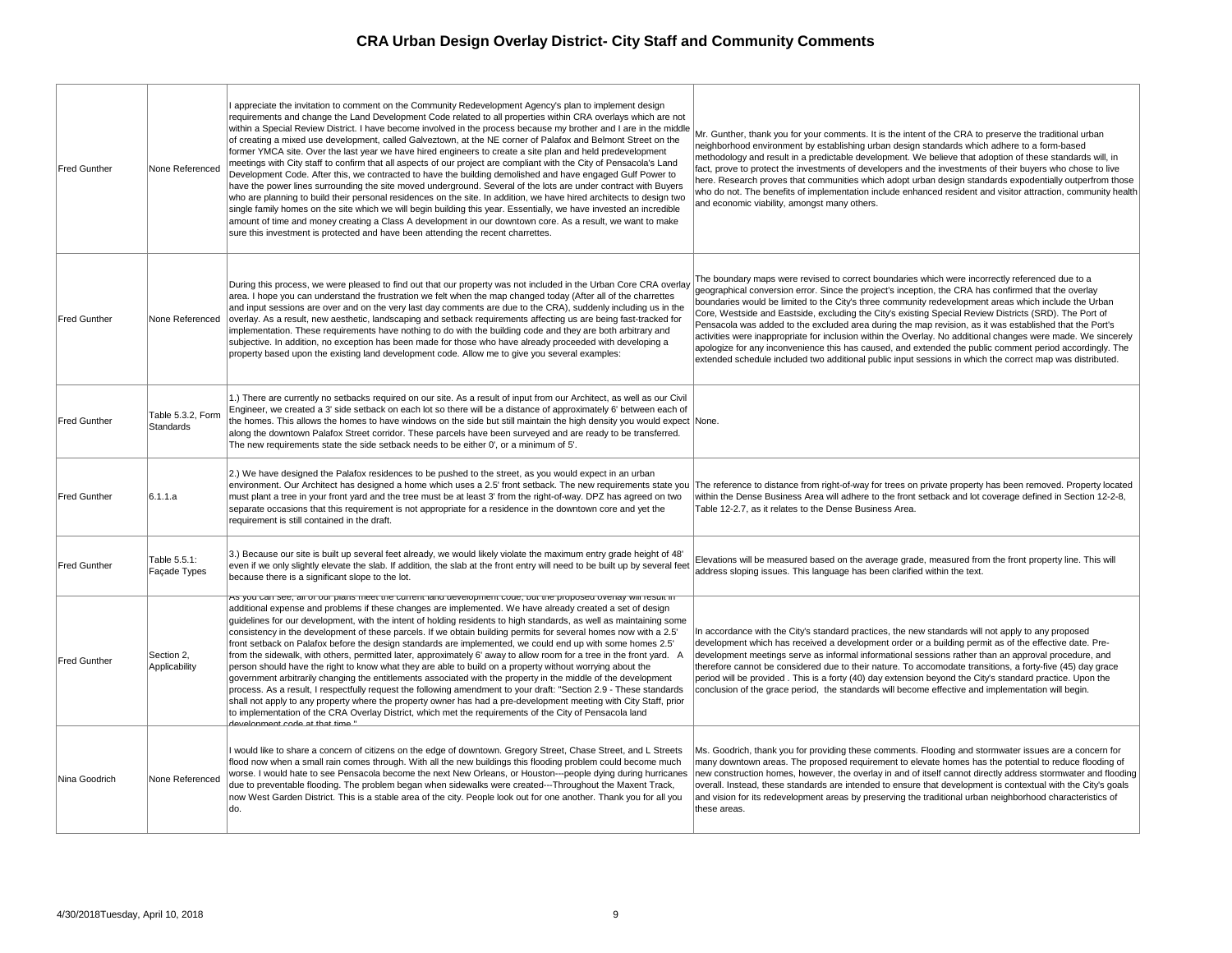# CRA Urban Design Overlay District- City Staff and Community Comments

| | | | |
|---|---|---|---|
| Fred Gunther | None Referenced | I appreciate the invitation to comment on the Community Redevelopment Agency's plan to implement design requirements and change the Land Development Code related to all properties within CRA overlays which are not within a Special Review District. I have become involved in the process because my brother and I are in the middle of creating a mixed use development, called Galveztown, at the NE corner of Palafox and Belmont Street on the former YMCA site. Over the last year we have hired engineers to create a site plan and held predevelopment meetings with City staff to confirm that all aspects of our project are compliant with the City of Pensacola's Land Development Code. After this, we contracted to have the building demolished and have engaged Gulf Power to have the power lines surrounding the site moved underground. Several of the lots are under contract with Buyers who are planning to build their personal residences on the site. In addition, we have hired architects to design two single family homes on the site which we will begin building this year. Essentially, we have invested an incredible amount of time and money creating a Class A development in our downtown core. As a result, we want to make sure this investment is protected and have been attending the recent charrettes. | Mr. Gunther, thank you for your comments. It is the intent of the CRA to preserve the traditional urban neighborhood environment by establishing urban design standards which adhere to a form-based methodology and result in a predictable development. We believe that adoption of these standards will, in fact, prove to protect the investments of developers and the investments of their buyers who chose to live here. Research proves that communities which adopt urban design standards expodentially outperfrom those who do not. The benefits of implementation include enhanced resident and visitor attraction, community health and economic viability, amongst many others. |
| Fred Gunther | None Referenced | During this process, we were pleased to find out that our property was not included in the Urban Core CRA overlay area. I hope you can understand the frustration we felt when the map changed today (After all of the charrettes and input sessions are over and on the very last day comments are due to the CRA), suddenly including us in the overlay. As a result, new aesthetic, landscaping and setback requirements affecting us are being fast-tracked for implementation. These requirements have nothing to do with the building code and they are both arbitrary and subjective. In addition, no exception has been made for those who have already proceeded with developing a property based upon the existing land development code. Allow me to give you several examples: | The boundary maps were revised to correct boundaries which were incorrectly referenced due to a geographical conversion error. Since the project's inception, the CRA has confirmed that the overlay boundaries would be limited to the City's three community redevelopment areas which include the Urban Core, Westside and Eastside, excluding the City's existing Special Review Districts (SRD). The Port of Pensacola was added to the excluded area during the map revision, as it was established that the Port's activities were inappropriate for inclusion within the Overlay. No additional changes were made. We sincerely apologize for any inconvenience this has caused, and extended the public comment period accordingly. The extended schedule included two additional public input sessions in which the correct map was distributed. |
| Fred Gunther | Table 5.3.2, Form Standards | 1.) There are currently no setbacks required on our site. As a result of input from our Architect, as well as our Civil Engineer, we created a 3' side setback on each lot so there will be a distance of approximately 6' between each of the homes. This allows the homes to have windows on the side but still maintain the high density you would expect along the downtown Palafox Street corridor. These parcels have been surveyed and are ready to be transferred. The new requirements state the side setback needs to be either 0', or a minimum of 5'. | None. |
| Fred Gunther | 6.1.1.a | 2.) We have designed the Palafox residences to be pushed to the street, as you would expect in an urban environment. Our Architect has designed a home which uses a 2.5' front setback. The new requirements state you must plant a tree in your front yard and the tree must be at least 3' from the right-of-way. DPZ has agreed on two separate occasions that this requirement is not appropriate for a residence in the downtown core and yet the requirement is still contained in the draft. | The reference to distance from right-of-way for trees on private property has been removed. Property located within the Dense Business Area will adhere to the front setback and lot coverage defined in Section 12-2-8, Table 12-2.7, as it relates to the Dense Business Area. |
| Fred Gunther | Table 5.5.1: Façade Types | 3.) Because our site is built up several feet already, we would likely violate the maximum entry grade height of 48" even if we only slightly elevate the slab. If addition, the slab at the front entry will need to be built up by several feet because there is a significant slope to the lot. | Elevations will be measured based on the average grade, measured from the front property line. This will address sloping issues. This language has been clarified within the text. |
| Fred Gunther | Section 2, Applicability | As you can see, all of our plans meet the current land development code, but the proposed overlay will result in additional expense and problems if these changes are implemented. We have already created a set of design guidelines for our development, with the intent of holding residents to high standards, as well as maintaining some consistency in the development of these parcels. If we obtain building permits for several homes now with a 2.5' front setback on Palafox before the design standards are implemented, we could end up with some homes 2.5' from the sidewalk, with others, permitted later, approximately 6' away to allow room for a tree in the front yard. A person should have the right to know what they are able to build on a property without worrying about the government arbitrarily changing the entitlements associated with the property in the middle of the development process. As a result, I respectfully request the following amendment to your draft: "Section 2.9 - These standards shall not apply to any property where the property owner has had a pre-development meeting with City Staff, prior to implementation of the CRA Overlay District, which met the requirements of the City of Pensacola land development code at that time." | In accordance with the City's standard practices, the new standards will not apply to any proposed development which has received a development order or a building permit as of the effective date. Pre-development meetings serve as informal informational sessions rather than an approval procedure, and therefore cannot be considered due to their nature. To accomodate transitions, a forty-five (45) day grace period will be provided . This is a forty (40) day extension beyond the City's standard practice. Upon the conclusion of the grace period, the standards will become effective and implementation will begin. |
| Nina Goodrich | None Referenced | I would like to share a concern of citizens on the edge of downtown. Gregory Street, Chase Street, and L Streets flood now when a small rain comes through. With all the new buildings this flooding problem could become much worse. I would hate to see Pensacola become the next New Orleans, or Houston---people dying during hurricanes due to preventable flooding. The problem began when sidewalks were created---Throughout the Maxent Track, now West Garden District. This is a stable area of the city. People look out for one another. Thank you for all you do. | Ms. Goodrich, thank you for providing these comments. Flooding and stormwater issues are a concern for many downtown areas. The proposed requirement to elevate homes has the potential to reduce flooding of new construction homes, however, the overlay in and of itself cannot directly address stormwater and flooding overall. Instead, these standards are intended to ensure that development is contextual with the City's goals and vision for its redevelopment areas by preserving the traditional urban neighborhood characteristics of these areas. |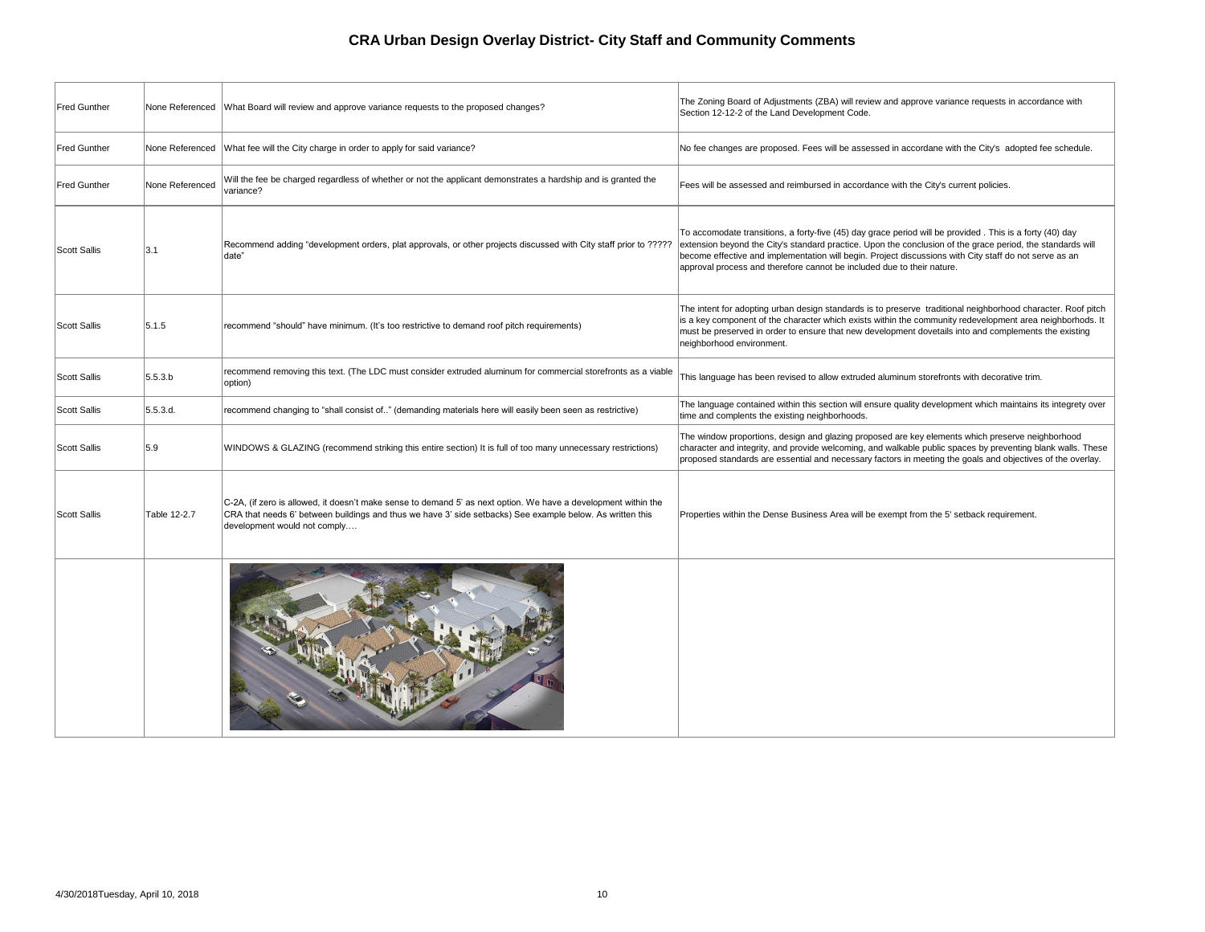# CRA Urban Design Overlay District- City Staff and Community Comments

| | | | |
|---|---|---|---|
| Fred Gunther | None Referenced | What Board will review and approve variance requests to the proposed changes? | The Zoning Board of Adjustments (ZBA) will review and approve variance requests in accordance with Section 12-12-2 of the Land Development Code. |
| Fred Gunther | None Referenced | What fee will the City charge in order to apply for said variance? | No fee changes are proposed. Fees will be assessed in accordane with the City's adopted fee schedule. |
| Fred Gunther | None Referenced | Will the fee be charged regardless of whether or not the applicant demonstrates a hardship and is granted the variance? | Fees will be assessed and reimbursed in accordance with the City's current policies. |
| Scott Sallis | 3.1 | Recommend adding "development orders, plat approvals, or other projects discussed with City staff prior to ????? date" | To accomodate transitions, a forty-five (45) day grace period will be provided . This is a forty (40) day extension beyond the City's standard practice. Upon the conclusion of the grace period, the standards will become effective and implementation will begin. Project discussions with City staff do not serve as an approval process and therefore cannot be included due to their nature. |
| Scott Sallis | 5.1.5 | recommend "should" have minimum. (It's too restrictive to demand roof pitch requirements) | The intent for adopting urban design standards is to preserve traditional neighborhood character. Roof pitch is a key component of the character which exists within the community redevelopment area neighborhods. It must be preserved in order to ensure that new development dovetails into and complements the existing neighborhood environment. |
| Scott Sallis | 5.5.3.b | recommend removing this text. (The LDC must consider extruded aluminum for commercial storefronts as a viable option) | This language has been revised to allow extruded aluminum storefronts with decorative trim. |
| Scott Sallis | 5.5.3.d. | recommend changing to "shall consist of.." (demanding materials here will easily been seen as restrictive) | The language contained within this section will ensure quality development which maintains its integrety over time and complents the existing neighborhoods. |
| Scott Sallis | 5.9 | WINDOWS & GLAZING (recommend striking this entire section) It is full of too many unnecessary restrictions) | The window proportions, design and glazing proposed are key elements which preserve neighborhood character and integrity, and provide welcoming, and walkable public spaces by preventing blank walls. These proposed standards are essential and necessary factors in meeting the goals and objectives of the overlay. |
| Scott Sallis | Table 12-2.7 | C-2A, (if zero is allowed, it doesn't make sense to demand 5' as next option. We have a development within the CRA that needs 6' between buildings and thus we have 3' side setbacks) See example below. As written this development would not comply…. | Properties within the Dense Business Area will be exempt from the 5' setback requirement. |
| | | | |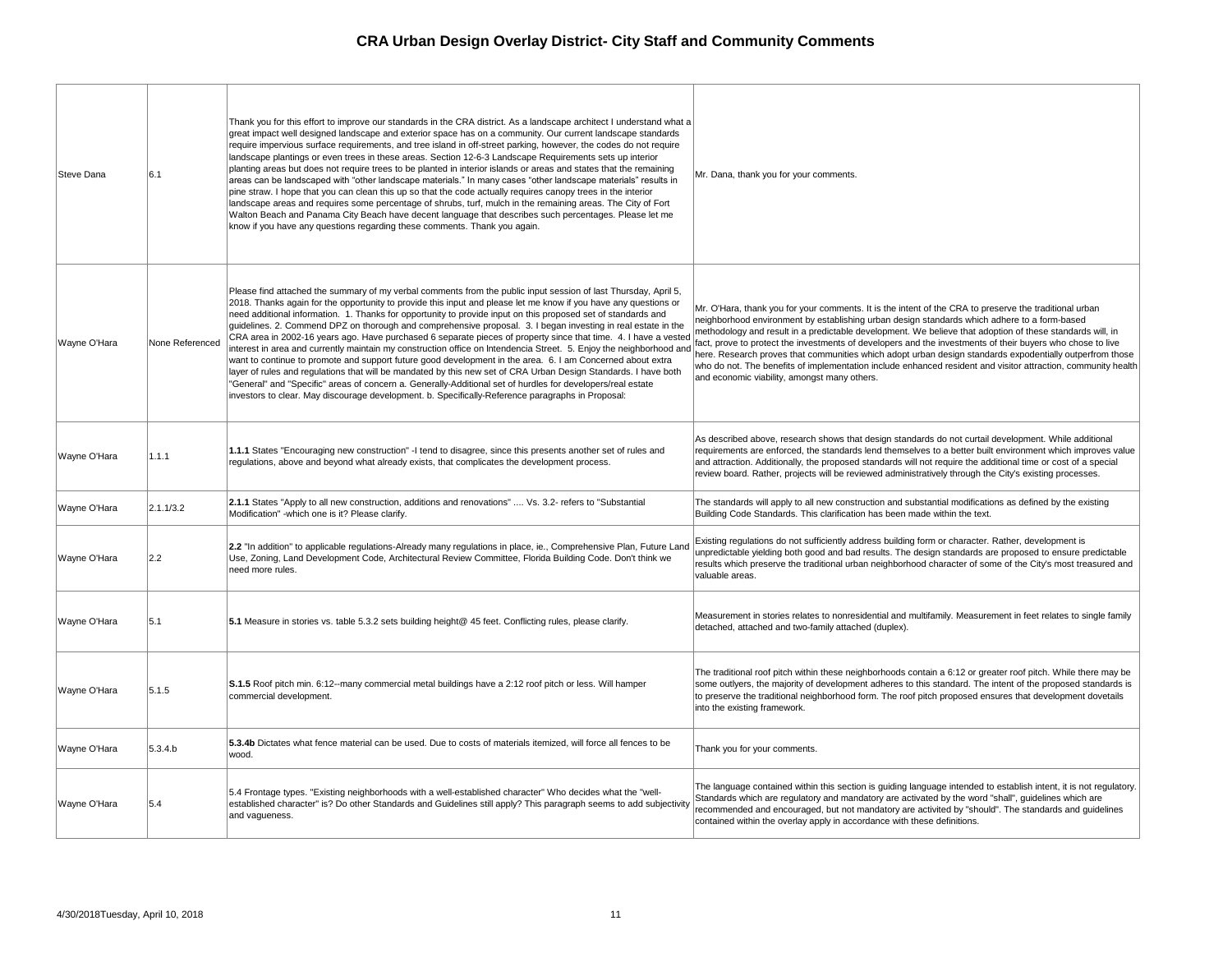# CRA Urban Design Overlay District- City Staff and Community Comments

| | | | |
|---|---|---|---|
| Steve Dana | 6.1 | Thank you for this effort to improve our standards in the CRA district. As a landscape architect I understand what a great impact well designed landscape and exterior space has on a community. Our current landscape standards require impervious surface requirements, and tree island in off-street parking, however, the codes do not require landscape plantings or even trees in these areas. Section 12-6-3 Landscape Requirements sets up interior planting areas but does not require trees to be planted in interior islands or areas and states that the remaining areas can be landscaped with "other landscape materials." In many cases "other landscape materials" results in pine straw. I hope that you can clean this up so that the code actually requires canopy trees in the interior landscape areas and requires some percentage of shrubs, turf, mulch in the remaining areas. The City of Fort Walton Beach and Panama City Beach have decent language that describes such percentages. Please let me know if you have any questions regarding these comments. Thank you again. | Mr. Dana, thank you for your comments. |
| Wayne O'Hara | None Referenced | Please find attached the summary of my verbal comments from the public input session of last Thursday, April 5, 2018. Thanks again for the opportunity to provide this input and please let me know if you have any questions or need additional information. 1. Thanks for opportunity to provide input on this proposed set of standards and guidelines. 2. Commend DPZ on thorough and comprehensive proposal. 3. I began investing in real estate in the CRA area in 2002-16 years ago. Have purchased 6 separate pieces of property since that time. 4. I have a vested interest in area and currently maintain my construction office on Intendencia Street. 5. Enjoy the neighborhood and want to continue to promote and support future good development in the area. 6. I am Concerned about extra layer of rules and regulations that will be mandated by this new set of CRA Urban Design Standards. I have both "General" and "Specific" areas of concern a. Generally-Additional set of hurdles for developers/real estate investors to clear. May discourage development. b. Specifically-Reference paragraphs in Proposal: | Mr. O'Hara, thank you for your comments. It is the intent of the CRA to preserve the traditional urban neighborhood environment by establishing urban design standards which adhere to a form-based methodology and result in a predictable development. We believe that adoption of these standards will, in fact, prove to protect the investments of developers and the investments of their buyers who chose to live here. Research proves that communities which adopt urban design standards expodentially outperfrom those who do not. The benefits of implementation include enhanced resident and visitor attraction, community health and economic viability, amongst many others. |
| Wayne O'Hara | 1.1.1 | **1.1.1** States "Encouraging new construction" -I tend to disagree, since this presents another set of rules and regulations, above and beyond what already exists, that complicates the development process. | As described above, research shows that design standards do not curtail development. While additional requirements are enforced, the standards lend themselves to a better built environment which improves value and attraction. Additionally, the proposed standards will not require the additional time or cost of a special review board. Rather, projects will be reviewed administratively through the City's existing processes. |
| Wayne O'Hara | 2.1.1/3.2 | **2.1.1** States "Apply to all new construction, additions and renovations" .... Vs. 3.2- refers to "Substantial Modification" -which one is it? Please clarify. | The standards will apply to all new construction and substantial modifications as defined by the existing Building Code Standards. This clarification has been made within the text. |
| Wayne O'Hara | 2.2 | **2.2** "In addition" to applicable regulations-Already many regulations in place, ie., Comprehensive Plan, Future Land Use, Zoning, Land Development Code, Architectural Review Committee, Florida Building Code. Don't think we need more rules. | Existing regulations do not sufficiently address building form or character. Rather, development is unpredictable yielding both good and bad results. The design standards are proposed to ensure predictable results which preserve the traditional urban neighborhood character of some of the City's most treasured and valuable areas. |
| Wayne O'Hara | 5.1 | **5.1** Measure in stories vs. table 5.3.2 sets building height@ 45 feet. Conflicting rules, please clarify. | Measurement in stories relates to nonresidential and multifamily. Measurement in feet relates to single family detached, attached and two-family attached (duplex). |
| Wayne O'Hara | 5.1.5 | **S.1.5** Roof pitch min. 6:12--many commercial metal buildings have a 2:12 roof pitch or less. Will hamper commercial development. | The traditional roof pitch within these neighborhoods contain a 6:12 or greater roof pitch. While there may be some outlyers, the majority of development adheres to this standard. The intent of the proposed standards is to preserve the traditional neighborhood form. The roof pitch proposed ensures that development dovetails into the existing framework. |
| Wayne O'Hara | 5.3.4.b | **5.3.4b** Dictates what fence material can be used. Due to costs of materials itemized, will force all fences to be wood. | Thank you for your comments. |
| Wayne O'Hara | 5.4 | 5.4 Frontage types. "Existing neighborhoods with a well-established character" Who decides what the "well-established character" is? Do other Standards and Guidelines still apply? This paragraph seems to add subjectivity and vagueness. | The language contained within this section is guiding language intended to establish intent, it is not regulatory. Standards which are regulatory and mandatory are activated by the word "shall", guidelines which are recommended and encouraged, but not mandatory are activited by "should". The standards and guidelines contained within the overlay apply in accordance with these definitions. |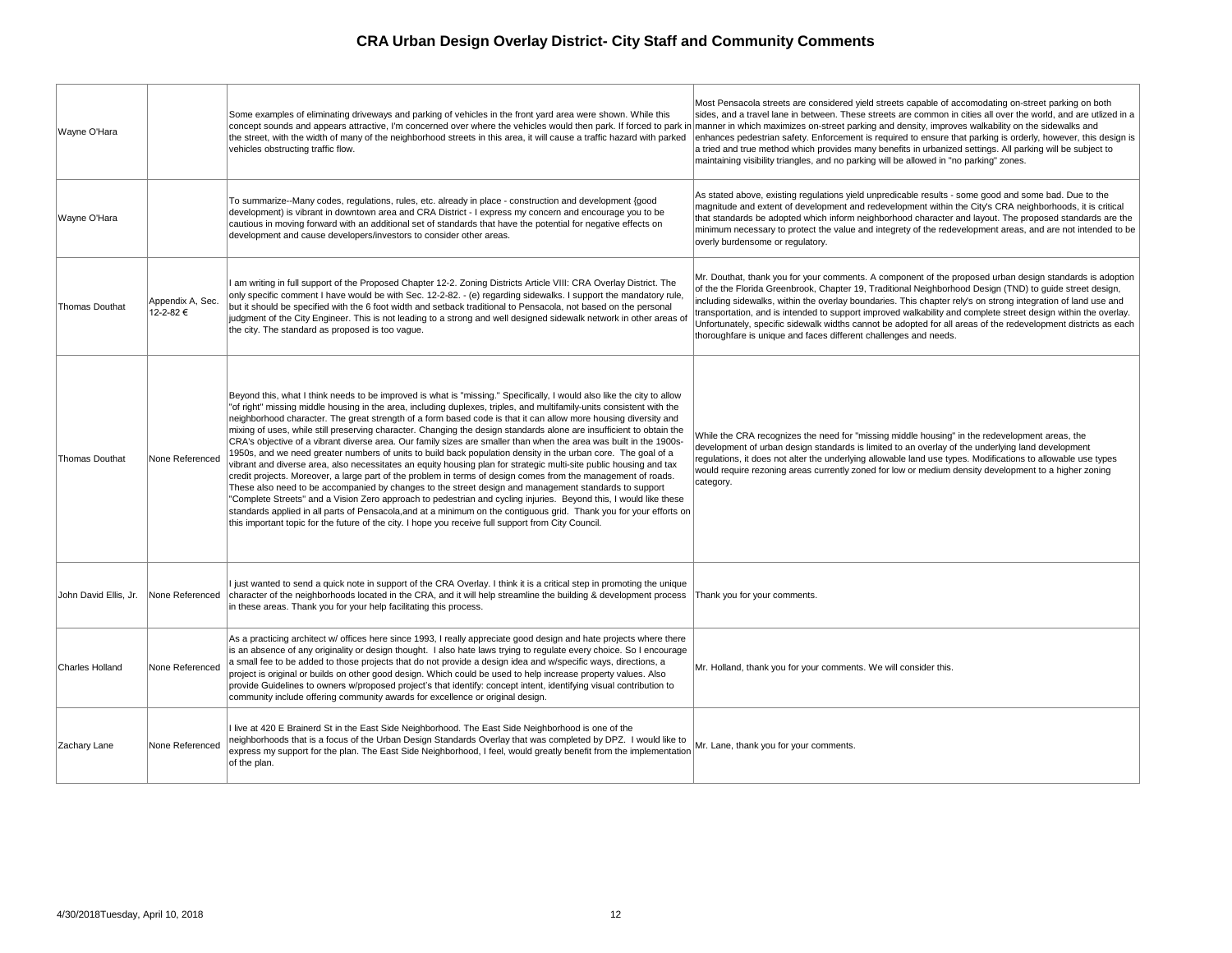# CRA Urban Design Overlay District- City Staff and Community Comments

| | | | |
|---|---|---|---|
| Wayne O'Hara | | Some examples of eliminating driveways and parking of vehicles in the front yard area were shown. While this concept sounds and appears attractive, I'm concerned over where the vehicles would then park. If forced to park in the street, with the width of many of the neighborhood streets in this area, it will cause a traffic hazard with parked vehicles obstructing traffic flow. | Most Pensacola streets are considered yield streets capable of accomodating on-street parking on both sides, and a travel lane in between. These streets are common in cities all over the world, and are utlized in a manner in which maximizes on-street parking and density, improves walkability on the sidewalks and enhances pedestrian safety. Enforcement is required to ensure that parking is orderly, however, this design is a tried and true method which provides many benefits in urbanized settings. All parking will be subject to maintaining visibility triangles, and no parking will be allowed in "no parking" zones. |
| Wayne O'Hara | | To summarize--Many codes, regulations, rules, etc. already in place - construction and development {good development) is vibrant in downtown area and CRA District - I express my concern and encourage you to be cautious in moving forward with an additional set of standards that have the potential for negative effects on development and cause developers/investors to consider other areas. | As stated above, existing regulations yield unpredicable results - some good and some bad. Due to the magnitude and extent of development and redevelopment within the City's CRA neighborhoods, it is critical that standards be adopted which inform neighborhood character and layout. The proposed standards are the minimum necessary to protect the value and integrety of the redevelopment areas, and are not intended to be overly burdensome or regulatory. |
| Thomas Douthat | Appendix A, Sec. 12-2-82 € | I am writing in full support of the Proposed Chapter 12-2. Zoning Districts Article VIII: CRA Overlay District. The only specific comment I have would be with Sec. 12-2-82. - (e) regarding sidewalks. I support the mandatory rule, but it should be specified with the 6 foot width and setback traditional to Pensacola, not based on the personal judgment of the City Engineer. This is not leading to a strong and well designed sidewalk network in other areas of the city. The standard as proposed is too vague. | Mr. Douthat, thank you for your comments. A component of the proposed urban design standards is adoption of the the Florida Greenbrook, Chapter 19, Traditional Neighborhood Design (TND) to guide street design, including sidewalks, within the overlay boundaries. This chapter rely's on strong integration of land use and transportation, and is intended to support improved walkability and complete street design within the overlay. Unfortunately, specific sidewalk widths cannot be adopted for all areas of the redevelopment districts as each thoroughfare is unique and faces different challenges and needs. |
| Thomas Douthat | None Referenced | Beyond this, what I think needs to be improved is what is "missing." Specifically, I would also like the city to allow "of right" missing middle housing in the area, including duplexes, triples, and multifamily-units consistent with the neighborhood character. The great strength of a form based code is that it can allow more housing diversity and mixing of uses, while still preserving character. Changing the design standards alone are insufficient to obtain the CRA's objective of a vibrant diverse area. Our family sizes are smaller than when the area was built in the 1900s-1950s, and we need greater numbers of units to build back population density in the urban core. The goal of a vibrant and diverse area, also necessitates an equity housing plan for strategic multi-site public housing and tax credit projects. Moreover, a large part of the problem in terms of design comes from the management of roads. These also need to be accompanied by changes to the street design and management standards to support "Complete Streets" and a Vision Zero approach to pedestrian and cycling injuries. Beyond this, I would like these standards applied in all parts of Pensacola,and at a minimum on the contiguous grid. Thank you for your efforts on this important topic for the future of the city. I hope you receive full support from City Council. | While the CRA recognizes the need for "missing middle housing" in the redevelopment areas, the development of urban design standards is limited to an overlay of the underlying land development regulations, it does not alter the underlying allowable land use types. Modifications to allowable use types would require rezoning areas currently zoned for low or medium density development to a higher zoning category. |
| John David Ellis, Jr. | None Referenced | I just wanted to send a quick note in support of the CRA Overlay. I think it is a critical step in promoting the unique character of the neighborhoods located in the CRA, and it will help streamline the building & development process in these areas. Thank you for your help facilitating this process. | Thank you for your comments. |
| Charles Holland | None Referenced | As a practicing architect w/ offices here since 1993, I really appreciate good design and hate projects where there is an absence of any originality or design thought. I also hate laws trying to regulate every choice. So I encourage a small fee to be added to those projects that do not provide a design idea and w/specific ways, directions, a project is original or builds on other good design. Which could be used to help increase property values. Also provide Guidelines to owners w/proposed project's that identify: concept intent, identifying visual contribution to community include offering community awards for excellence or original design. | Mr. Holland, thank you for your comments. We will consider this. |
| Zachary Lane | None Referenced | I live at 420 E Brainerd St in the East Side Neighborhood. The East Side Neighborhood is one of the neighborhoods that is a focus of the Urban Design Standards Overlay that was completed by DPZ. I would like to express my support for the plan. The East Side Neighborhood, I feel, would greatly benefit from the implementation of the plan. | Mr. Lane, thank you for your comments. |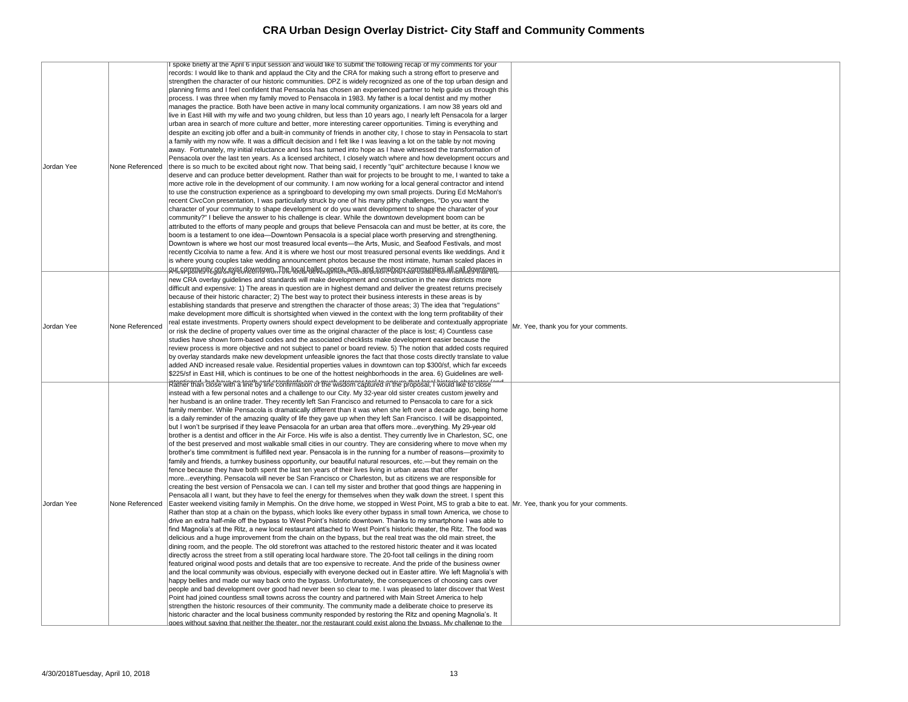# CRA Urban Design Overlay District- City Staff and Community Comments

| | | | |
|---|---|---|---|
| Jordan Yee | None Referenced | I spoke briefly at the April 6 input session and would like to submit the following recap of my comments for your records: I would like to thank and applaud the City and the CRA for making such a strong effort to preserve and strengthen the character of our historic communities. DPZ is widely recognized as one of the top urban design and planning firms and I feel confident that Pensacola has chosen an experienced partner to help guide us through this process. I was three when my family moved to Pensacola in 1983. My father is a local dentist and my mother manages the practice. Both have been active in many local community organizations. I am now 38 years old and live in East Hill with my wife and two young children, but less than 10 years ago, I nearly left Pensacola for a larger urban area in search of more culture and better, more interesting career opportunities. Timing is everything and despite an exciting job offer and a built-in community of friends in another city, I chose to stay in Pensacola to start a family with my now wife. It was a difficult decision and I felt like I was leaving a lot on the table by not moving away. Fortunately, my initial reluctance and loss has turned into hope as I have witnessed the transformation of Pensacola over the last ten years. As a licensed architect, I closely watch where and how development occurs and there is so much to be excited about right now. That being said, I recently "quit" architecture because I know we deserve and can produce better development. Rather than wait for projects to be brought to me, I wanted to take a more active role in the development of our community. I am now working for a local general contractor and intend to use the construction experience as a springboard to developing my own small projects. During Ed McMahon's recent CivcCon presentation, I was particularly struck by one of his many pithy challenges, "Do you want the character of your community to shape development or do you want development to shape the character of your community?" I believe the answer to his challenge is clear. While the downtown development boom can be attributed to the efforts of many people and groups that believe Pensacola can and must be better, at its core, the boom is a testament to one idea—Downtown Pensacola is a special place worth preserving and strengthening. Downtown is where we host our most treasured local events—the Arts, Music, and Seafood Festivals, and most recently Cicolvia to name a few. And it is where we host our most treasured personal events like weddings. And it is where young couples take wedding announcement photos because the most intimate, human scaled places in our community only exist downtown. The local ballet, opera, arts, and symphony communities all call downtown | |
| Jordan Yee | None Referenced | A few points regarding concerns from the local development, construction, and real estate communities that the new CRA overlay guidelines and standards will make development and construction in the new districts more difficult and expensive: 1) The areas in question are in highest demand and deliver the greatest returns precisely because of their historic character; 2) The best way to protect their business interests in these areas is by establishing standards that preserve and strengthen the character of those areas; 3) The idea that "regulations" make development more difficult is shortsighted when viewed in the context with the long term profitability of their real estate investments. Property owners should expect development to be deliberate and contextually appropriate or risk the decline of property values over time as the original character of the place is lost; 4) Countless case studies have shown form-based codes and the associated checklists make development easier because the review process is more objective and not subject to panel or board review. 5) The notion that added costs required by overlay standards make new development unfeasible ignores the fact that those costs directly translate to value added AND increased resale value. Residential properties values in downtown can top $300/sf, which far exceeds $225/sf in East Hill, which is continues to be one of the hottest neighborhoods in the area. 6) Guidelines are well-intentioned, but have no teeth and standards are a much stronger tool to ensure that local historic character (and | Mr. Yee, thank you for your comments. |
| Jordan Yee | None Referenced | Rather than close with a line by line confirmation of the wisdom captured in the proposal, I would like to close instead with a few personal notes and a challenge to our City. My 32-year old sister creates custom jewelry and her husband is an online trader. They recently left San Francisco and returned to Pensacola to care for a sick family member. While Pensacola is dramatically different than it was when she left over a decade ago, being home is a daily reminder of the amazing quality of life they gave up when they left San Francisco. I will be disappointed, but I won't be surprised if they leave Pensacola for an urban area that offers more...everything. My 29-year old brother is a dentist and officer in the Air Force. His wife is also a dentist. They currently live in Charleston, SC, one of the best preserved and most walkable small cities in our country. They are considering where to move when my brother's time commitment is fulfilled next year. Pensacola is in the running for a number of reasons—proximity to family and friends, a turnkey business opportunity, our beautiful natural resources, etc.—but they remain on the fence because they have both spent the last ten years of their lives living in urban areas that offer more...everything. Pensacola will never be San Francisco or Charleston, but as citizens we are responsible for creating the best version of Pensacola we can. I can tell my sister and brother that good things are happening in Pensacola all I want, but they have to feel the energy for themselves when they walk down the street. I spent this Easter weekend visiting family in Memphis. On the drive home, we stopped in West Point, MS to grab a bite to eat. Rather than stop at a chain on the bypass, which looks like every other bypass in small town America, we chose to drive an extra half-mile off the bypass to West Point's historic downtown. Thanks to my smartphone I was able to find Magnolia's at the Ritz, a new local restaurant attached to West Point's historic theater, the Ritz. The food was delicious and a huge improvement from the chain on the bypass, but the real treat was the old main street, the dining room, and the people. The old storefront was attached to the restored historic theater and it was located directly across the street from a still operating local hardware store. The 20-foot tall ceilings in the dining room featured original wood posts and details that are too expensive to recreate. And the pride of the business owner and the local community was obvious, especially with everyone decked out in Easter attire. We left Magnolia's with happy bellies and made our way back onto the bypass. Unfortunately, the consequences of choosing cars over people and bad development over good had never been so clear to me. I was pleased to later discover that West Point had joined countless small towns across the country and partnered with Main Street America to help strengthen the historic resources of their community. The community made a deliberate choice to preserve its historic character and the local business community responded by restoring the Ritz and opening Magnolia's. It goes without saying that neither the theater, nor the restaurant could exist along the bypass. My challenge to the | Mr. Yee, thank you for your comments. |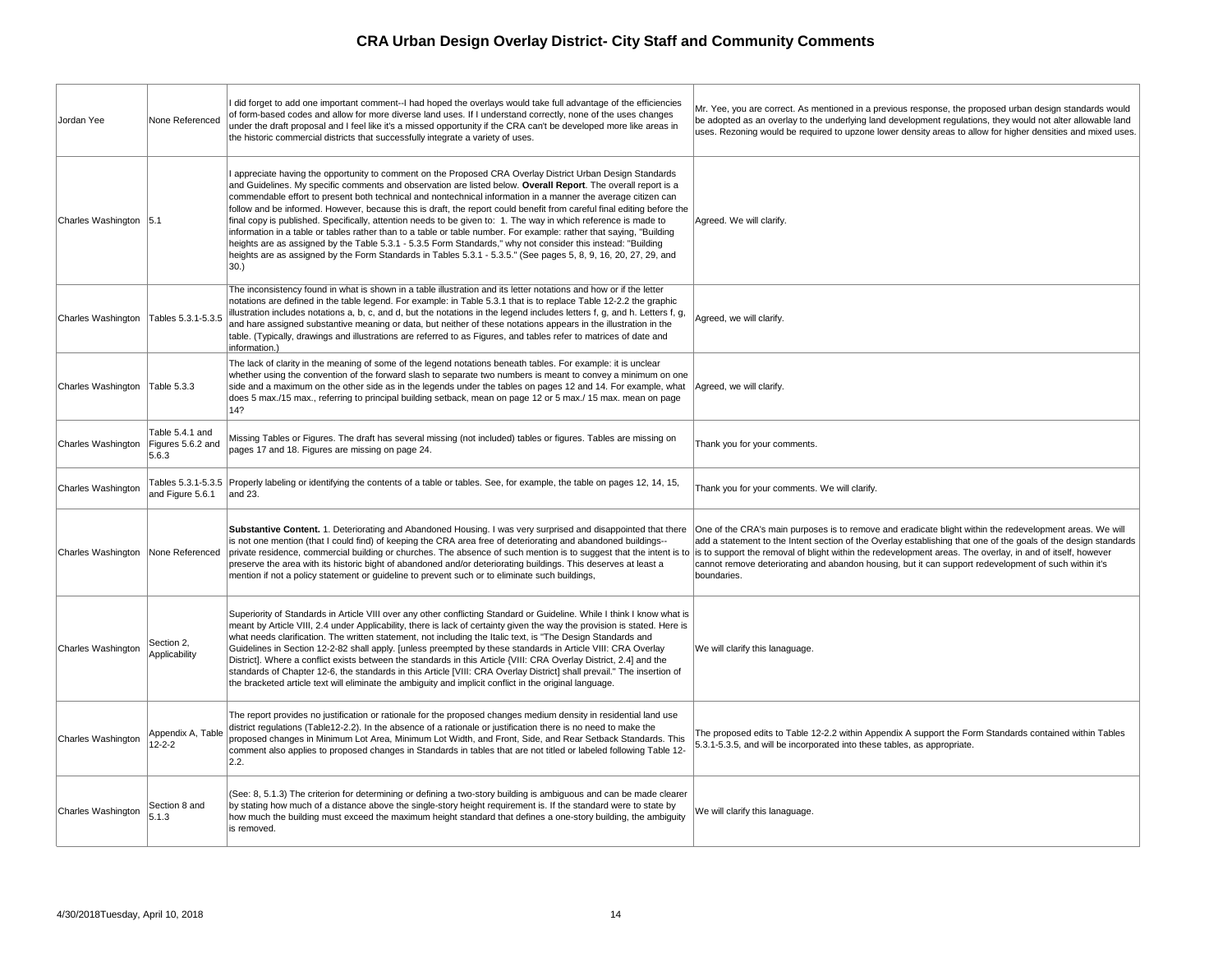# CRA Urban Design Overlay District- City Staff and Community Comments

| | | | |
|---|---|---|---|
| Jordan Yee | None Referenced | I did forget to add one important comment--I had hoped the overlays would take full advantage of the efficiencies of form-based codes and allow for more diverse land uses. If I understand correctly, none of the uses changes under the draft proposal and I feel like it's a missed opportunity if the CRA can't be developed more like areas in the historic commercial districts that successfully integrate a variety of uses. | Mr. Yee, you are correct. As mentioned in a previous response, the proposed urban design standards would be adopted as an overlay to the underlying land development regulations, they would not alter allowable land uses. Rezoning would be required to upzone lower density areas to allow for higher densities and mixed uses. |
| Charles Washington | 5.1 | I appreciate having the opportunity to comment on the Proposed CRA Overlay District Urban Design Standards and Guidelines. My specific comments and observation are listed below. **Overall Report**. The overall report is a commendable effort to present both technical and nontechnical information in a manner the average citizen can follow and be informed. However, because this is draft, the report could benefit from careful final editing before the final copy is published. Specifically, attention needs to be given to: 1. The way in which reference is made to information in a table or tables rather than to a table or table number. For example: rather that saying, "Building heights are as assigned by the Table 5.3.1 - 5.3.5 Form Standards," why not consider this instead: "Building heights are as assigned by the Form Standards in Tables 5.3.1 - 5.3.5." (See pages 5, 8, 9, 16, 20, 27, 29, and 30.) | Agreed. We will clarify. |
| Charles Washington | Tables 5.3.1-5.3.5 | The inconsistency found in what is shown in a table illustration and its letter notations and how or if the letter notations are defined in the table legend. For example: in Table 5.3.1 that is to replace Table 12-2.2 the graphic illustration includes notations a, b, c, and d, but the notations in the legend includes letters f, g, and h. Letters f, g, and hare assigned substantive meaning or data, but neither of these notations appears in the illustration in the table. (Typically, drawings and illustrations are referred to as Figures, and tables refer to matrices of date and information.) | Agreed, we will clarify. |
| Charles Washington | Table 5.3.3 | The lack of clarity in the meaning of some of the legend notations beneath tables. For example: it is unclear whether using the convention of the forward slash to separate two numbers is meant to convey a minimum on one side and a maximum on the other side as in the legends under the tables on pages 12 and 14. For example, what does 5 max./15 max., referring to principal building setback, mean on page 12 or 5 max./ 15 max. mean on page 14? | Agreed, we will clarify. |
| Charles Washington | Table 5.4.1 and Figures 5.6.2 and 5.6.3 | Missing Tables or Figures. The draft has several missing (not included) tables or figures. Tables are missing on pages 17 and 18. Figures are missing on page 24. | Thank you for your comments. |
| Charles Washington | Tables 5.3.1-5.3.5 and Figure 5.6.1 | Properly labeling or identifying the contents of a table or tables. See, for example, the table on pages 12, 14, 15, and 23. | Thank you for your comments. We will clarify. |
| Charles Washington | None Referenced | **Substantive Content.** 1. Deteriorating and Abandoned Housing. I was very surprised and disappointed that there is not one mention (that I could find) of keeping the CRA area free of deteriorating and abandoned buildings--private residence, commercial building or churches. The absence of such mention is to suggest that the intent is to preserve the area with its historic bight of abandoned and/or deteriorating buildings. This deserves at least a mention if not a policy statement or guideline to prevent such or to eliminate such buildings, | One of the CRA's main purposes is to remove and eradicate blight within the redevelopment areas. We will add a statement to the Intent section of the Overlay establishing that one of the goals of the design standards is to support the removal of blight within the redevelopment areas. The overlay, in and of itself, however cannot remove deteriorating and abandon housing, but it can support redevelopment of such within it's boundaries. |
| Charles Washington | Section 2, Applicability | Superiority of Standards in Article VIII over any other conflicting Standard or Guideline. While I think I know what is meant by Article VIII, 2.4 under Applicability, there is lack of certainty given the way the provision is stated. Here is what needs clarification. The written statement, not including the Italic text, is "The Design Standards and Guidelines in Section 12-2-82 shall apply. [unless preempted by these standards in Article VIII: CRA Overlay District]. Where a conflict exists between the standards in this Article [VIII: CRA Overlay District, 2.4] and the standards of Chapter 12-6, the standards in this Article [VIII: CRA Overlay District] shall prevail." The insertion of the bracketed article text will eliminate the ambiguity and implicit conflict in the original language. | We will clarify this lanaguage. |
| Charles Washington | Appendix A, Table 12-2-2 | The report provides no justification or rationale for the proposed changes medium density in residential land use district regulations (Table12-2.2). In the absence of a rationale or justification there is no need to make the proposed changes in Minimum Lot Area, Minimum Lot Width, and Front, Side, and Rear Setback Standards. This comment also applies to proposed changes in Standards in tables that are not titled or labeled following Table 12-2.2. | The proposed edits to Table 12-2.2 within Appendix A support the Form Standards contained within Tables 5.3.1-5.3.5, and will be incorporated into these tables, as appropriate. |
| Charles Washington | Section 8 and 5.1.3 | (See: 8, 5.1.3) The criterion for determining or defining a two-story building is ambiguous and can be made clearer by stating how much of a distance above the single-story height requirement is. If the standard were to state by how much the building must exceed the maximum height standard that defines a one-story building, the ambiguity is removed. | We will clarify this lanaguage. |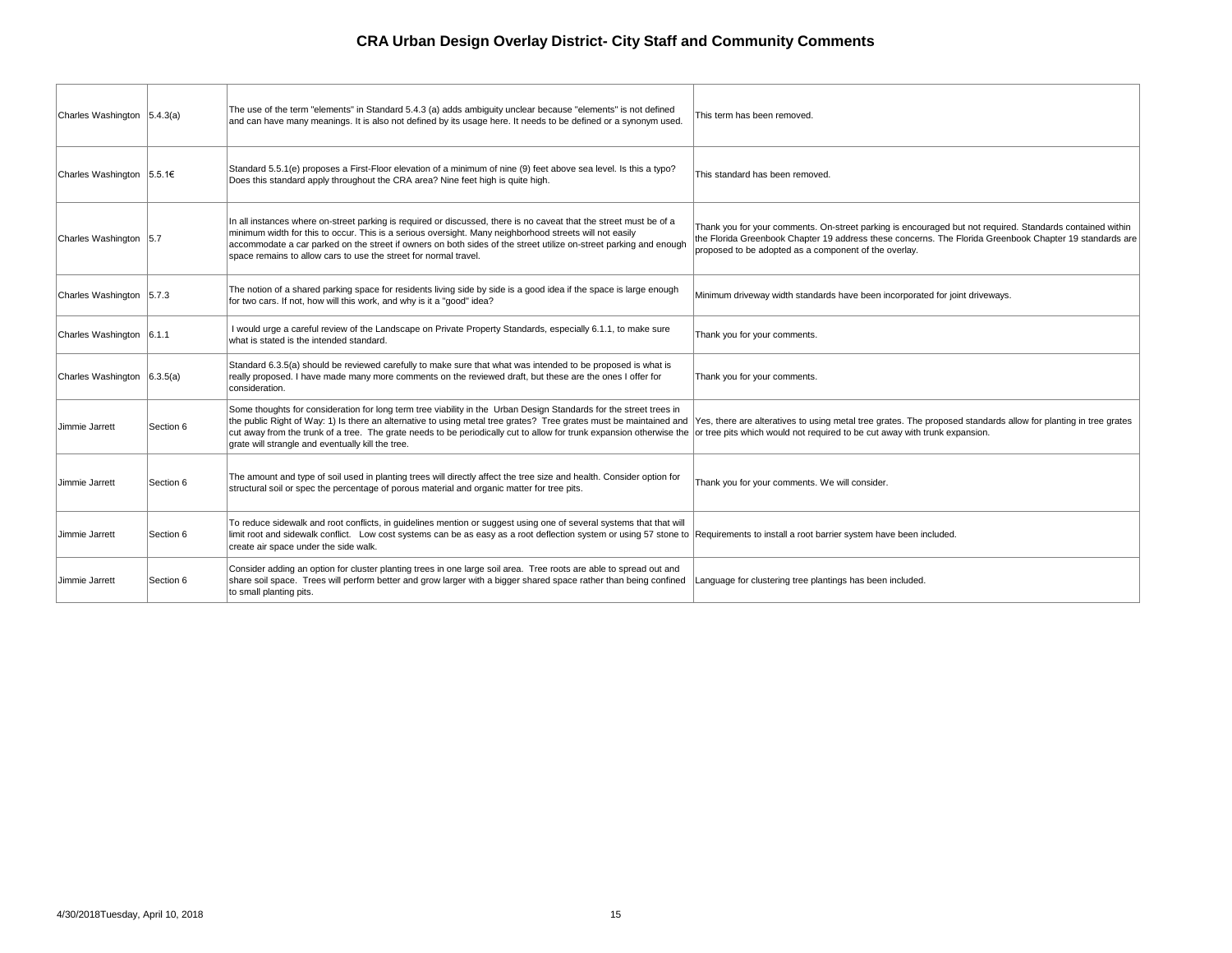# CRA Urban Design Overlay District- City Staff and Community Comments

| | | | |
|---|---|---|---|
| Charles Washington | 5.4.3(a) | The use of the term "elements" in Standard 5.4.3 (a) adds ambiguity unclear because "elements" is not defined and can have many meanings. It is also not defined by its usage here. It needs to be defined or a synonym used. | This term has been removed. |
| Charles Washington | 5.5.1€ | Standard 5.5.1(e) proposes a First-Floor elevation of a minimum of nine (9) feet above sea level. Is this a typo? Does this standard apply throughout the CRA area? Nine feet high is quite high. | This standard has been removed. |
| Charles Washington | 5.7 | In all instances where on-street parking is required or discussed, there is no caveat that the street must be of a minimum width for this to occur. This is a serious oversight. Many neighborhood streets will not easily accommodate a car parked on the street if owners on both sides of the street utilize on-street parking and enough space remains to allow cars to use the street for normal travel. | Thank you for your comments. On-street parking is encouraged but not required. Standards contained within the Florida Greenbook Chapter 19 address these concerns. The Florida Greenbook Chapter 19 standards are proposed to be adopted as a component of the overlay. |
| Charles Washington | 5.7.3 | The notion of a shared parking space for residents living side by side is a good idea if the space is large enough for two cars. If not, how will this work, and why is it a "good" idea? | Minimum driveway width standards have been incorporated for joint driveways. |
| Charles Washington | 6.1.1 | I would urge a careful review of the Landscape on Private Property Standards, especially 6.1.1, to make sure what is stated is the intended standard. | Thank you for your comments. |
| Charles Washington | 6.3.5(a) | Standard 6.3.5(a) should be reviewed carefully to make sure that what was intended to be proposed is what is really proposed. I have made many more comments on the reviewed draft, but these are the ones I offer for consideration. | Thank you for your comments. |
| Jimmie Jarrett | Section 6 | Some thoughts for consideration for long term tree viability in the Urban Design Standards for the street trees in the public Right of Way: 1) Is there an alternative to using metal tree grates? Tree grates must be maintained and cut away from the trunk of a tree. The grate needs to be periodically cut to allow for trunk expansion otherwise the grate will strangle and eventually kill the tree. | Yes, there are alteratives to using metal tree grates. The proposed standards allow for planting in tree grates or tree pits which would not required to be cut away with trunk expansion. |
| Jimmie Jarrett | Section 6 | The amount and type of soil used in planting trees will directly affect the tree size and health. Consider option for structural soil or spec the percentage of porous material and organic matter for tree pits. | Thank you for your comments. We will consider. |
| Jimmie Jarrett | Section 6 | To reduce sidewalk and root conflicts, in guidelines mention or suggest using one of several systems that that will limit root and sidewalk conflict. Low cost systems can be as easy as a root deflection system or using 57 stone to create air space under the side walk. | Requirements to install a root barrier system have been included. |
| Jimmie Jarrett | Section 6 | Consider adding an option for cluster planting trees in one large soil area. Tree roots are able to spread out and share soil space. Trees will perform better and grow larger with a bigger shared space rather than being confined to small planting pits. | Language for clustering tree plantings has been included. |

4/30/2018Tuesday, April 10, 2018